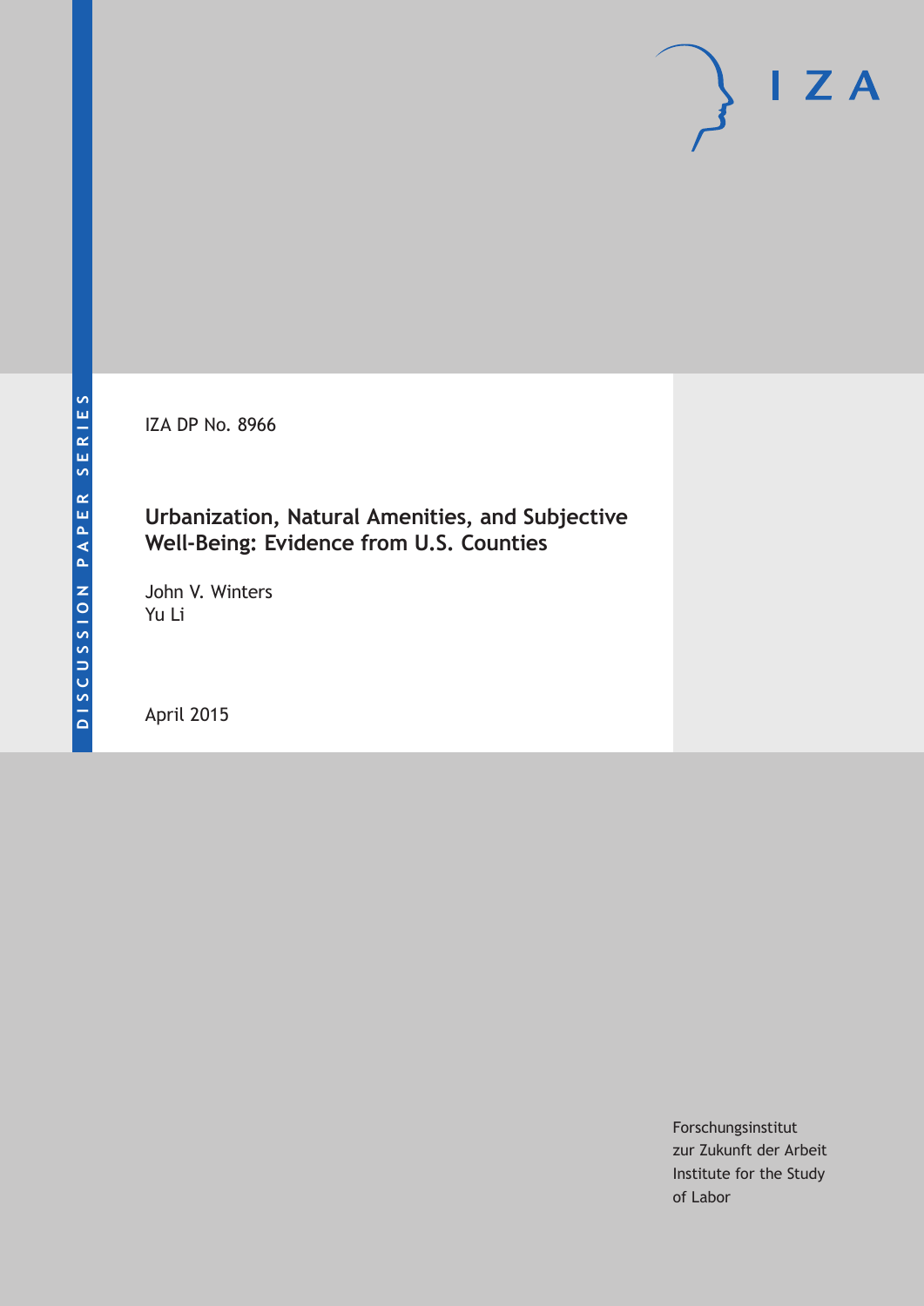DISCUSSION PAPER SERIES

IZA DP No. 8966

# Urbanization, Natural Amenities, and Subjective Well-Being: Evidence from U.S. Counties

John V. Winters
Yu Li

April 2015

Forschungsinstitut
zur Zukunft der Arbeit
Institute for the Study
of Labor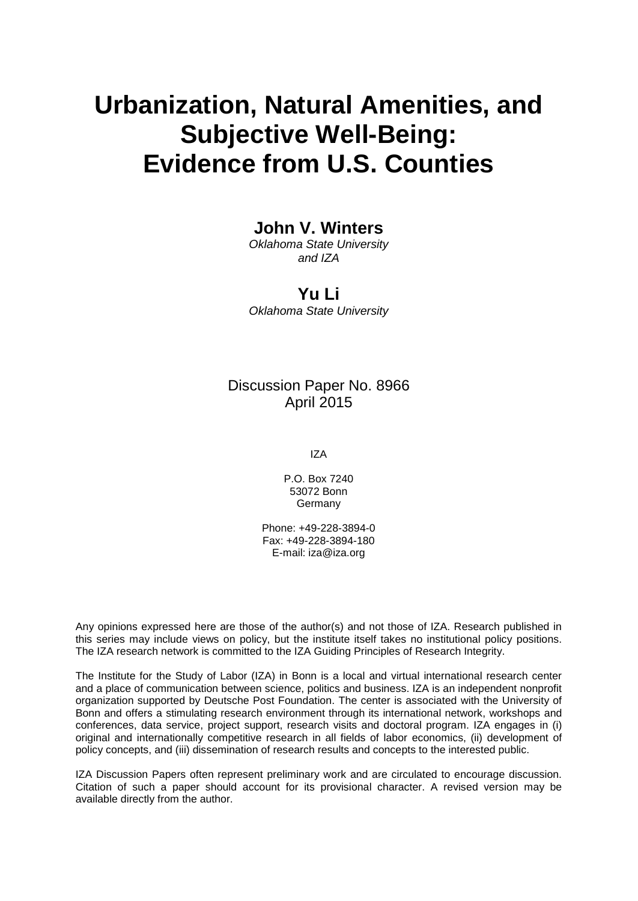# Urbanization, Natural Amenities, and Subjective Well-Being: Evidence from U.S. Counties

**John V. Winters**
*Oklahoma State University and IZA*

**Yu Li**
*Oklahoma State University*

Discussion Paper No. 8966
April 2015

IZA

P.O. Box 7240
53072 Bonn
Germany

Phone: +49-228-3894-0
Fax: +49-228-3894-180
E-mail: iza@iza.org

Any opinions expressed here are those of the author(s) and not those of IZA. Research published in this series may include views on policy, but the institute itself takes no institutional policy positions. The IZA research network is committed to the IZA Guiding Principles of Research Integrity.

The Institute for the Study of Labor (IZA) in Bonn is a local and virtual international research center and a place of communication between science, politics and business. IZA is an independent nonprofit organization supported by Deutsche Post Foundation. The center is associated with the University of Bonn and offers a stimulating research environment through its international network, workshops and conferences, data service, project support, research visits and doctoral program. IZA engages in (i) original and internationally competitive research in all fields of labor economics, (ii) development of policy concepts, and (iii) dissemination of research results and concepts to the interested public.

IZA Discussion Papers often represent preliminary work and are circulated to encourage discussion. Citation of such a paper should account for its provisional character. A revised version may be available directly from the author.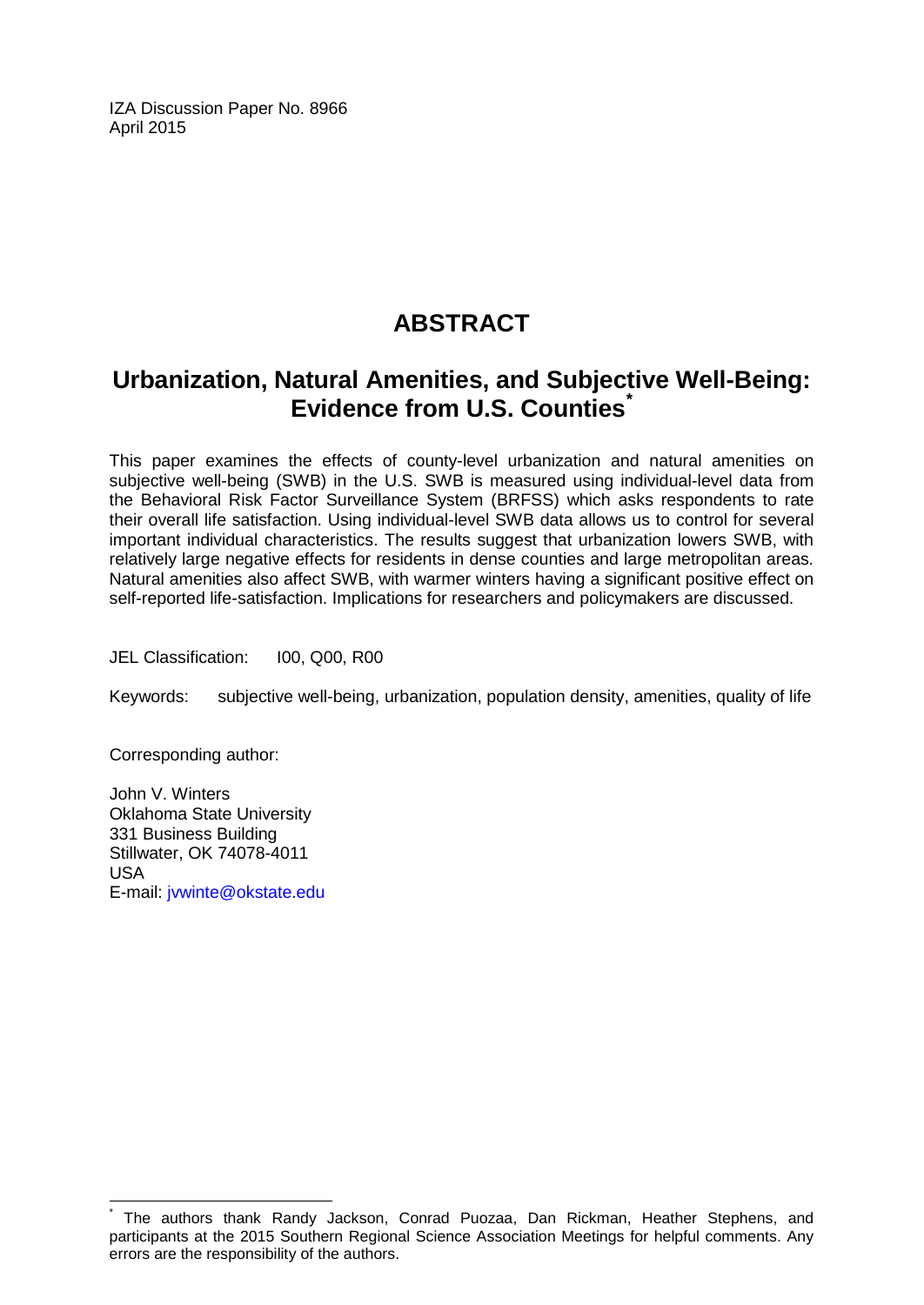IZA Discussion Paper No. 8966
April 2015

# ABSTRACT

## Urbanization, Natural Amenities, and Subjective Well-Being: Evidence from U.S. Counties*

This paper examines the effects of county-level urbanization and natural amenities on subjective well-being (SWB) in the U.S. SWB is measured using individual-level data from the Behavioral Risk Factor Surveillance System (BRFSS) which asks respondents to rate their overall life satisfaction. Using individual-level SWB data allows us to control for several important individual characteristics. The results suggest that urbanization lowers SWB, with relatively large negative effects for residents in dense counties and large metropolitan areas. Natural amenities also affect SWB, with warmer winters having a significant positive effect on self-reported life-satisfaction. Implications for researchers and policymakers are discussed.

JEL Classification: I00, Q00, R00

Keywords: subjective well-being, urbanization, population density, amenities, quality of life

Corresponding author:

John V. Winters
Oklahoma State University
331 Business Building
Stillwater, OK 74078-4011
USA
E-mail: jvwinte@okstate.edu

* The authors thank Randy Jackson, Conrad Puozaa, Dan Rickman, Heather Stephens, and participants at the 2015 Southern Regional Science Association Meetings for helpful comments. Any errors are the responsibility of the authors.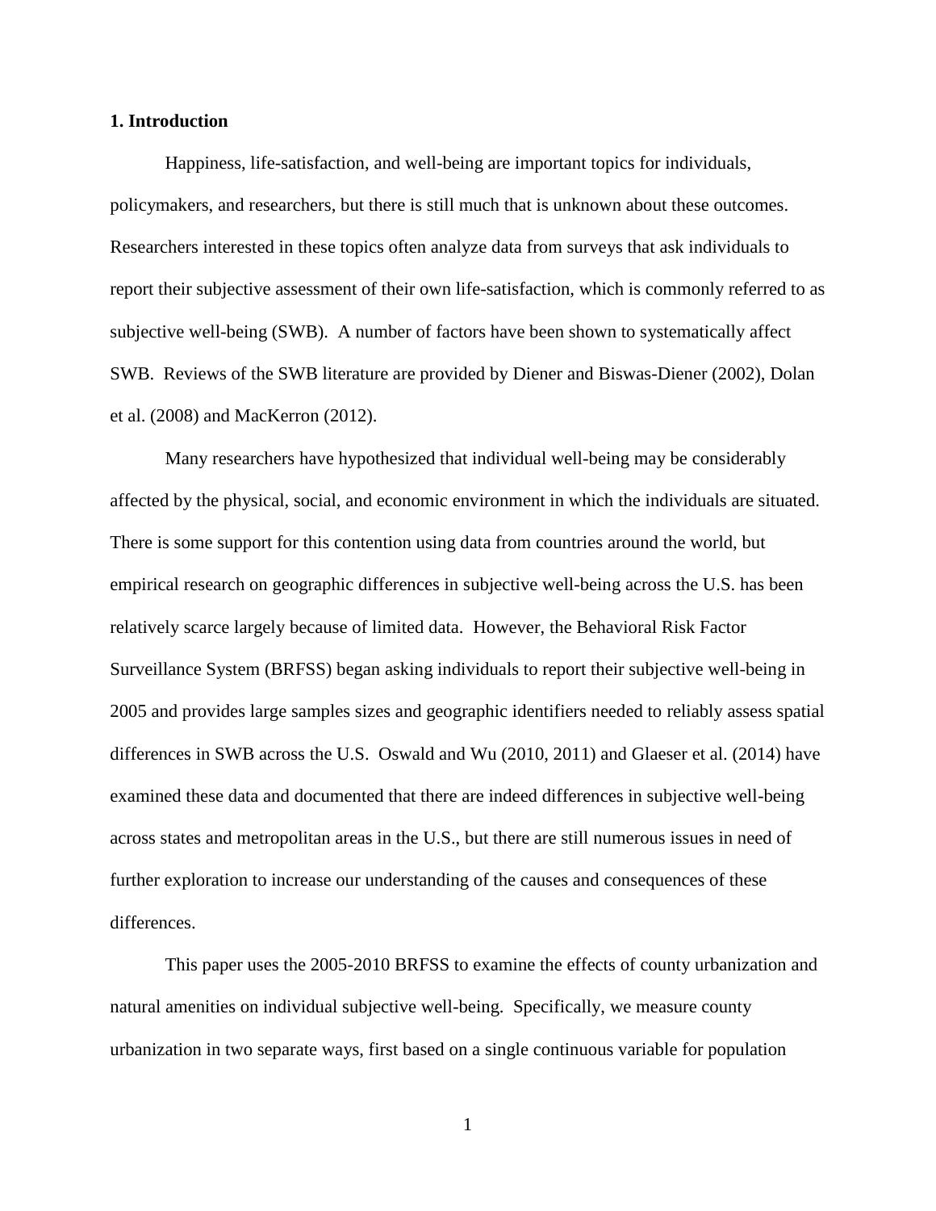## 1. Introduction

Happiness, life-satisfaction, and well-being are important topics for individuals, policymakers, and researchers, but there is still much that is unknown about these outcomes. Researchers interested in these topics often analyze data from surveys that ask individuals to report their subjective assessment of their own life-satisfaction, which is commonly referred to as subjective well-being (SWB). A number of factors have been shown to systematically affect SWB. Reviews of the SWB literature are provided by Diener and Biswas-Diener (2002), Dolan et al. (2008) and MacKerron (2012).

Many researchers have hypothesized that individual well-being may be considerably affected by the physical, social, and economic environment in which the individuals are situated. There is some support for this contention using data from countries around the world, but empirical research on geographic differences in subjective well-being across the U.S. has been relatively scarce largely because of limited data. However, the Behavioral Risk Factor Surveillance System (BRFSS) began asking individuals to report their subjective well-being in 2005 and provides large samples sizes and geographic identifiers needed to reliably assess spatial differences in SWB across the U.S. Oswald and Wu (2010, 2011) and Glaeser et al. (2014) have examined these data and documented that there are indeed differences in subjective well-being across states and metropolitan areas in the U.S., but there are still numerous issues in need of further exploration to increase our understanding of the causes and consequences of these differences.

This paper uses the 2005-2010 BRFSS to examine the effects of county urbanization and natural amenities on individual subjective well-being. Specifically, we measure county urbanization in two separate ways, first based on a single continuous variable for population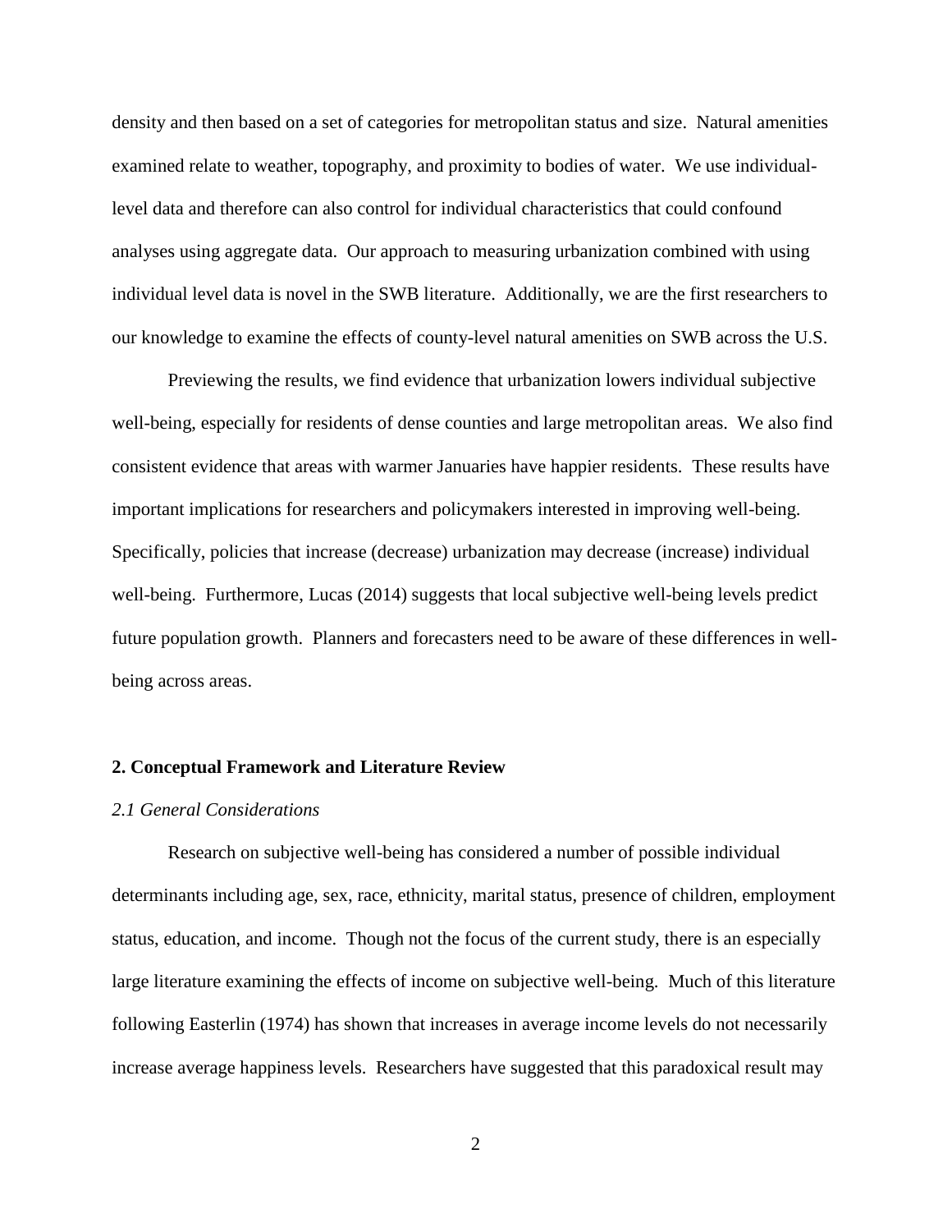density and then based on a set of categories for metropolitan status and size. Natural amenities examined relate to weather, topography, and proximity to bodies of water. We use individual-level data and therefore can also control for individual characteristics that could confound analyses using aggregate data. Our approach to measuring urbanization combined with using individual level data is novel in the SWB literature. Additionally, we are the first researchers to our knowledge to examine the effects of county-level natural amenities on SWB across the U.S.

Previewing the results, we find evidence that urbanization lowers individual subjective well-being, especially for residents of dense counties and large metropolitan areas. We also find consistent evidence that areas with warmer Januaries have happier residents. These results have important implications for researchers and policymakers interested in improving well-being. Specifically, policies that increase (decrease) urbanization may decrease (increase) individual well-being. Furthermore, Lucas (2014) suggests that local subjective well-being levels predict future population growth. Planners and forecasters need to be aware of these differences in well-being across areas.

## 2. Conceptual Framework and Literature Review

### *2.1 General Considerations*

Research on subjective well-being has considered a number of possible individual determinants including age, sex, race, ethnicity, marital status, presence of children, employment status, education, and income. Though not the focus of the current study, there is an especially large literature examining the effects of income on subjective well-being. Much of this literature following Easterlin (1974) has shown that increases in average income levels do not necessarily increase average happiness levels. Researchers have suggested that this paradoxical result may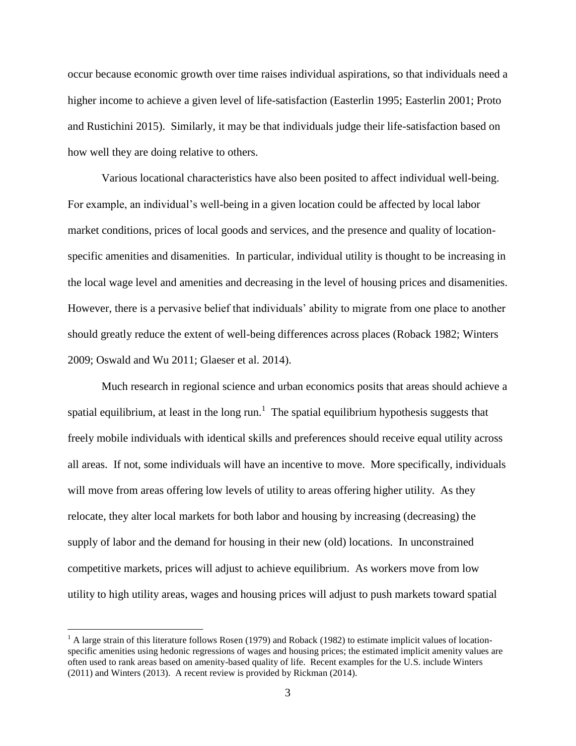occur because economic growth over time raises individual aspirations, so that individuals need a higher income to achieve a given level of life-satisfaction (Easterlin 1995; Easterlin 2001; Proto and Rustichini 2015). Similarly, it may be that individuals judge their life-satisfaction based on how well they are doing relative to others.

Various locational characteristics have also been posited to affect individual well-being. For example, an individual's well-being in a given location could be affected by local labor market conditions, prices of local goods and services, and the presence and quality of location-specific amenities and disamenities. In particular, individual utility is thought to be increasing in the local wage level and amenities and decreasing in the level of housing prices and disamenities. However, there is a pervasive belief that individuals' ability to migrate from one place to another should greatly reduce the extent of well-being differences across places (Roback 1982; Winters 2009; Oswald and Wu 2011; Glaeser et al. 2014).

Much research in regional science and urban economics posits that areas should achieve a spatial equilibrium, at least in the long run.[1] The spatial equilibrium hypothesis suggests that freely mobile individuals with identical skills and preferences should receive equal utility across all areas. If not, some individuals will have an incentive to move. More specifically, individuals will move from areas offering low levels of utility to areas offering higher utility. As they relocate, they alter local markets for both labor and housing by increasing (decreasing) the supply of labor and the demand for housing in their new (old) locations. In unconstrained competitive markets, prices will adjust to achieve equilibrium. As workers move from low utility to high utility areas, wages and housing prices will adjust to push markets toward spatial

[1] A large strain of this literature follows Rosen (1979) and Roback (1982) to estimate implicit values of location-specific amenities using hedonic regressions of wages and housing prices; the estimated implicit amenity values are often used to rank areas based on amenity-based quality of life. Recent examples for the U.S. include Winters (2011) and Winters (2013). A recent review is provided by Rickman (2014).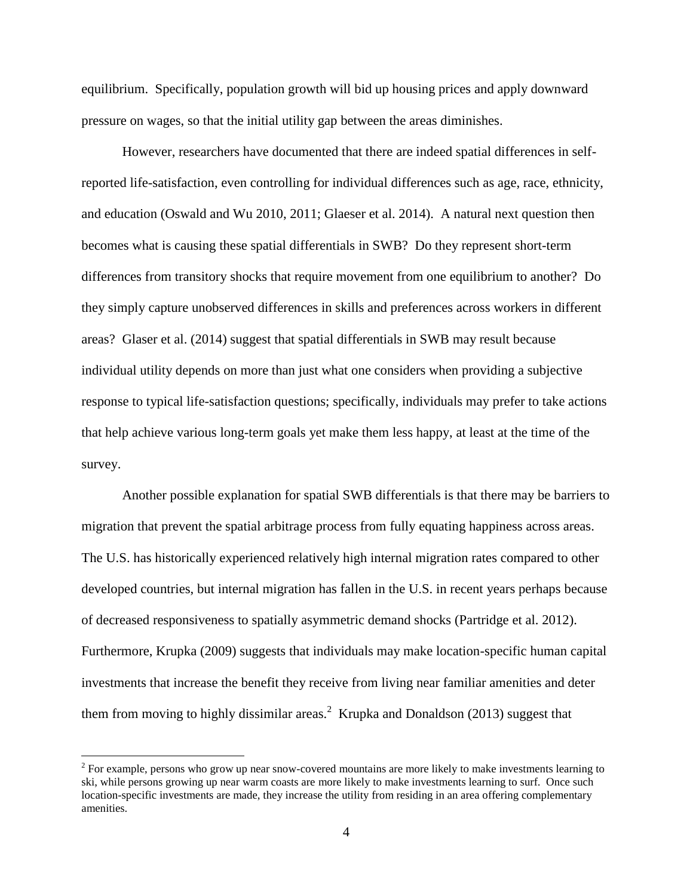equilibrium. Specifically, population growth will bid up housing prices and apply downward pressure on wages, so that the initial utility gap between the areas diminishes.

However, researchers have documented that there are indeed spatial differences in self-reported life-satisfaction, even controlling for individual differences such as age, race, ethnicity, and education (Oswald and Wu 2010, 2011; Glaeser et al. 2014). A natural next question then becomes what is causing these spatial differentials in SWB? Do they represent short-term differences from transitory shocks that require movement from one equilibrium to another? Do they simply capture unobserved differences in skills and preferences across workers in different areas? Glaser et al. (2014) suggest that spatial differentials in SWB may result because individual utility depends on more than just what one considers when providing a subjective response to typical life-satisfaction questions; specifically, individuals may prefer to take actions that help achieve various long-term goals yet make them less happy, at least at the time of the survey.

Another possible explanation for spatial SWB differentials is that there may be barriers to migration that prevent the spatial arbitrage process from fully equating happiness across areas. The U.S. has historically experienced relatively high internal migration rates compared to other developed countries, but internal migration has fallen in the U.S. in recent years perhaps because of decreased responsiveness to spatially asymmetric demand shocks (Partridge et al. 2012). Furthermore, Krupka (2009) suggests that individuals may make location-specific human capital investments that increase the benefit they receive from living near familiar amenities and deter them from moving to highly dissimilar areas.[2] Krupka and Donaldson (2013) suggest that

[2] For example, persons who grow up near snow-covered mountains are more likely to make investments learning to ski, while persons growing up near warm coasts are more likely to make investments learning to surf. Once such location-specific investments are made, they increase the utility from residing in an area offering complementary amenities.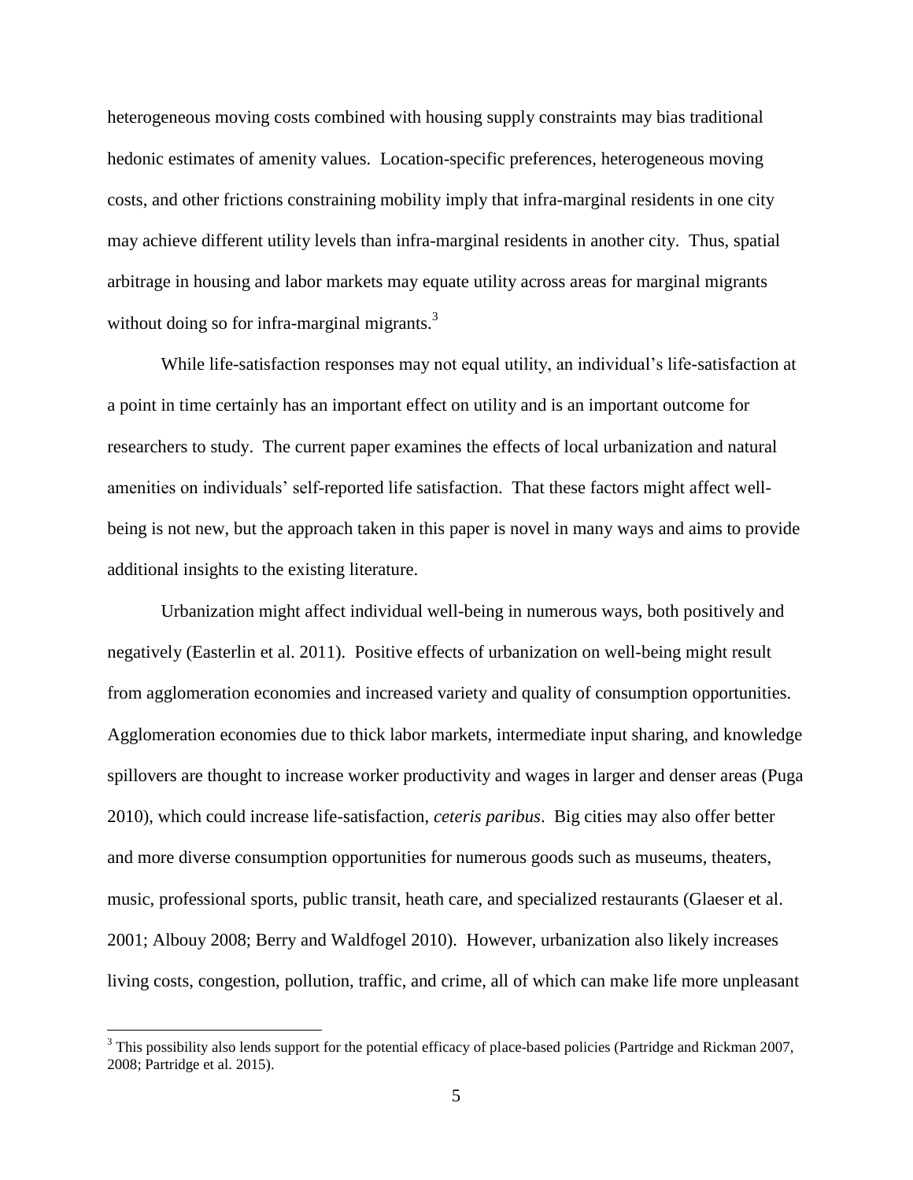heterogeneous moving costs combined with housing supply constraints may bias traditional hedonic estimates of amenity values. Location-specific preferences, heterogeneous moving costs, and other frictions constraining mobility imply that infra-marginal residents in one city may achieve different utility levels than infra-marginal residents in another city. Thus, spatial arbitrage in housing and labor markets may equate utility across areas for marginal migrants without doing so for infra-marginal migrants.[3]

While life-satisfaction responses may not equal utility, an individual's life-satisfaction at a point in time certainly has an important effect on utility and is an important outcome for researchers to study. The current paper examines the effects of local urbanization and natural amenities on individuals' self-reported life satisfaction. That these factors might affect well-being is not new, but the approach taken in this paper is novel in many ways and aims to provide additional insights to the existing literature.

Urbanization might affect individual well-being in numerous ways, both positively and negatively (Easterlin et al. 2011). Positive effects of urbanization on well-being might result from agglomeration economies and increased variety and quality of consumption opportunities. Agglomeration economies due to thick labor markets, intermediate input sharing, and knowledge spillovers are thought to increase worker productivity and wages in larger and denser areas (Puga 2010), which could increase life-satisfaction, *ceteris paribus*. Big cities may also offer better and more diverse consumption opportunities for numerous goods such as museums, theaters, music, professional sports, public transit, heath care, and specialized restaurants (Glaeser et al. 2001; Albouy 2008; Berry and Waldfogel 2010). However, urbanization also likely increases living costs, congestion, pollution, traffic, and crime, all of which can make life more unpleasant

[3] This possibility also lends support for the potential efficacy of place-based policies (Partridge and Rickman 2007, 2008; Partridge et al. 2015).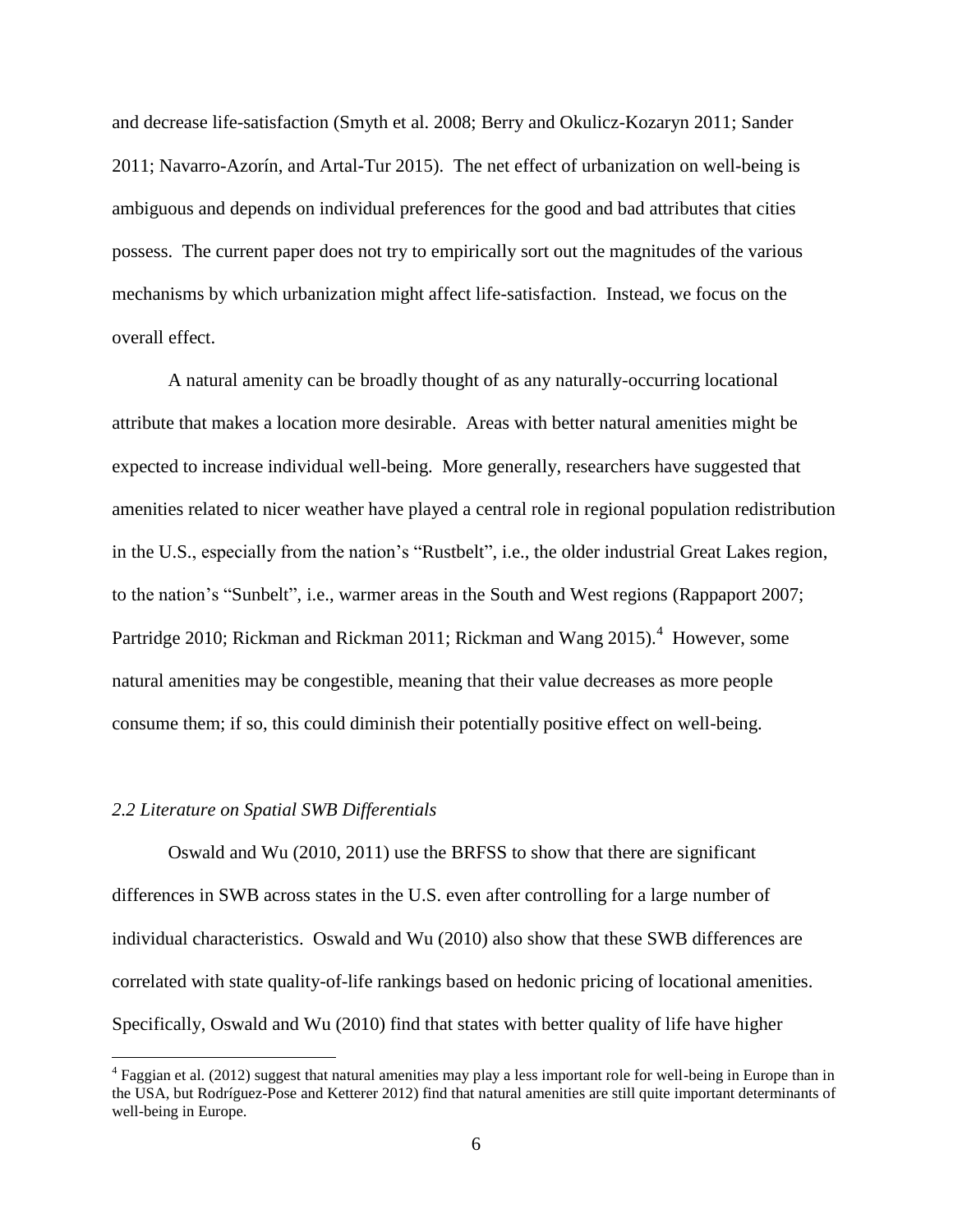and decrease life-satisfaction (Smyth et al. 2008; Berry and Okulicz-Kozaryn 2011; Sander 2011; Navarro-Azorín, and Artal-Tur 2015). The net effect of urbanization on well-being is ambiguous and depends on individual preferences for the good and bad attributes that cities possess. The current paper does not try to empirically sort out the magnitudes of the various mechanisms by which urbanization might affect life-satisfaction. Instead, we focus on the overall effect.

A natural amenity can be broadly thought of as any naturally-occurring locational attribute that makes a location more desirable. Areas with better natural amenities might be expected to increase individual well-being. More generally, researchers have suggested that amenities related to nicer weather have played a central role in regional population redistribution in the U.S., especially from the nation's "Rustbelt", i.e., the older industrial Great Lakes region, to the nation's "Sunbelt", i.e., warmer areas in the South and West regions (Rappaport 2007; Partridge 2010; Rickman and Rickman 2011; Rickman and Wang 2015).[4] However, some natural amenities may be congestible, meaning that their value decreases as more people consume them; if so, this could diminish their potentially positive effect on well-being.

### *2.2 Literature on Spatial SWB Differentials*

Oswald and Wu (2010, 2011) use the BRFSS to show that there are significant differences in SWB across states in the U.S. even after controlling for a large number of individual characteristics. Oswald and Wu (2010) also show that these SWB differences are correlated with state quality-of-life rankings based on hedonic pricing of locational amenities. Specifically, Oswald and Wu (2010) find that states with better quality of life have higher

[4] Faggian et al. (2012) suggest that natural amenities may play a less important role for well-being in Europe than in the USA, but Rodríguez-Pose and Ketterer 2012) find that natural amenities are still quite important determinants of well-being in Europe.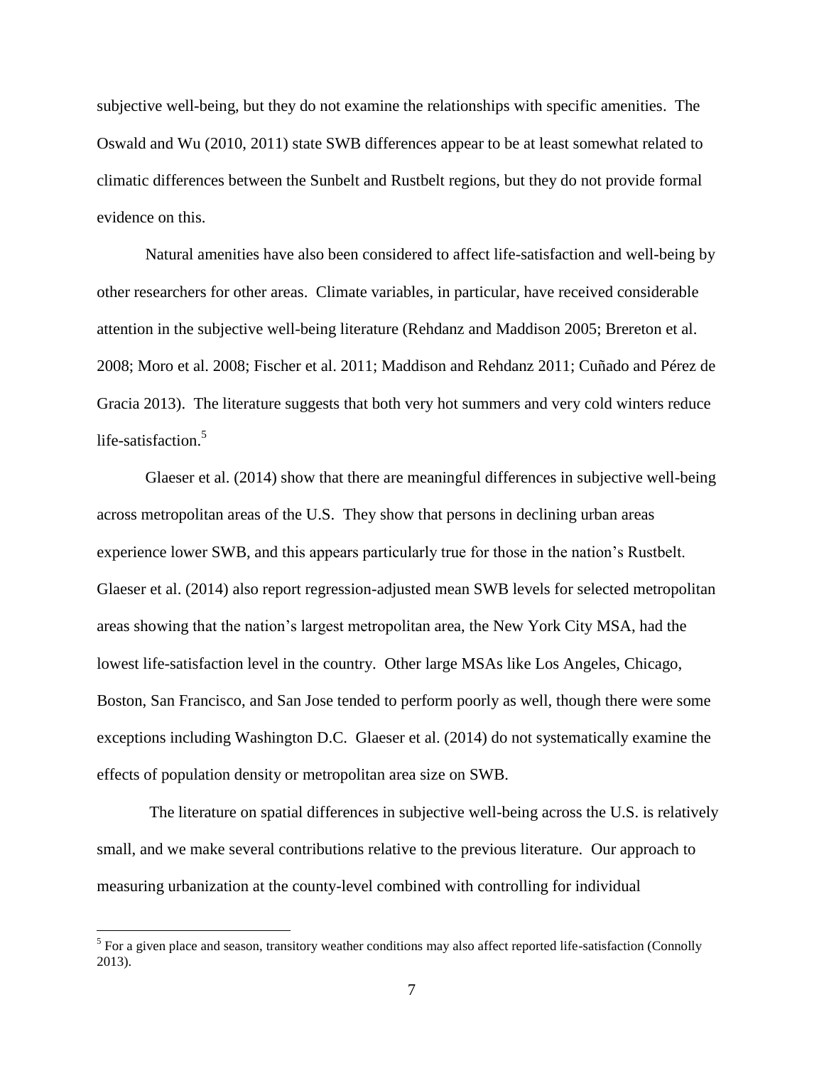subjective well-being, but they do not examine the relationships with specific amenities. The Oswald and Wu (2010, 2011) state SWB differences appear to be at least somewhat related to climatic differences between the Sunbelt and Rustbelt regions, but they do not provide formal evidence on this.

Natural amenities have also been considered to affect life-satisfaction and well-being by other researchers for other areas. Climate variables, in particular, have received considerable attention in the subjective well-being literature (Rehdanz and Maddison 2005; Brereton et al. 2008; Moro et al. 2008; Fischer et al. 2011; Maddison and Rehdanz 2011; Cuñado and Pérez de Gracia 2013). The literature suggests that both very hot summers and very cold winters reduce life-satisfaction.[5]

Glaeser et al. (2014) show that there are meaningful differences in subjective well-being across metropolitan areas of the U.S. They show that persons in declining urban areas experience lower SWB, and this appears particularly true for those in the nation's Rustbelt. Glaeser et al. (2014) also report regression-adjusted mean SWB levels for selected metropolitan areas showing that the nation's largest metropolitan area, the New York City MSA, had the lowest life-satisfaction level in the country. Other large MSAs like Los Angeles, Chicago, Boston, San Francisco, and San Jose tended to perform poorly as well, though there were some exceptions including Washington D.C. Glaeser et al. (2014) do not systematically examine the effects of population density or metropolitan area size on SWB.

The literature on spatial differences in subjective well-being across the U.S. is relatively small, and we make several contributions relative to the previous literature. Our approach to measuring urbanization at the county-level combined with controlling for individual

[5] For a given place and season, transitory weather conditions may also affect reported life-satisfaction (Connolly 2013).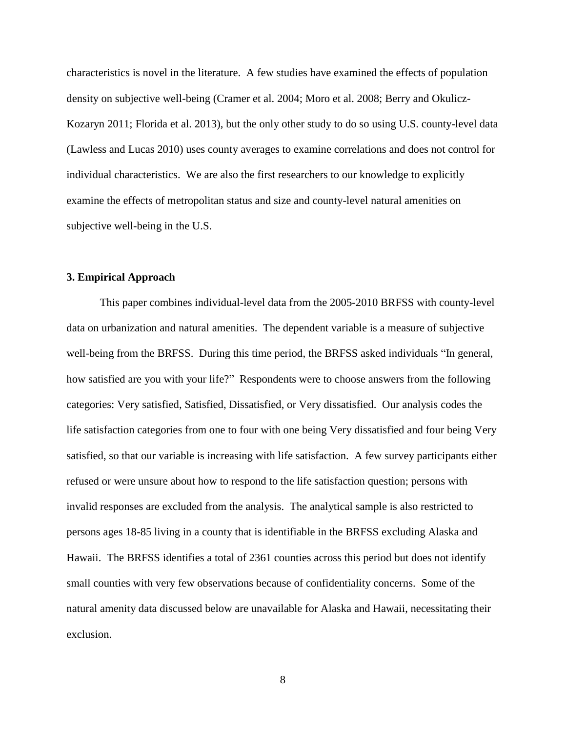characteristics is novel in the literature. A few studies have examined the effects of population density on subjective well-being (Cramer et al. 2004; Moro et al. 2008; Berry and Okulicz-Kozaryn 2011; Florida et al. 2013), but the only other study to do so using U.S. county-level data (Lawless and Lucas 2010) uses county averages to examine correlations and does not control for individual characteristics. We are also the first researchers to our knowledge to explicitly examine the effects of metropolitan status and size and county-level natural amenities on subjective well-being in the U.S.

### 3. Empirical Approach

This paper combines individual-level data from the 2005-2010 BRFSS with county-level data on urbanization and natural amenities. The dependent variable is a measure of subjective well-being from the BRFSS. During this time period, the BRFSS asked individuals "In general, how satisfied are you with your life?" Respondents were to choose answers from the following categories: Very satisfied, Satisfied, Dissatisfied, or Very dissatisfied. Our analysis codes the life satisfaction categories from one to four with one being Very dissatisfied and four being Very satisfied, so that our variable is increasing with life satisfaction. A few survey participants either refused or were unsure about how to respond to the life satisfaction question; persons with invalid responses are excluded from the analysis. The analytical sample is also restricted to persons ages 18-85 living in a county that is identifiable in the BRFSS excluding Alaska and Hawaii. The BRFSS identifies a total of 2361 counties across this period but does not identify small counties with very few observations because of confidentiality concerns. Some of the natural amenity data discussed below are unavailable for Alaska and Hawaii, necessitating their exclusion.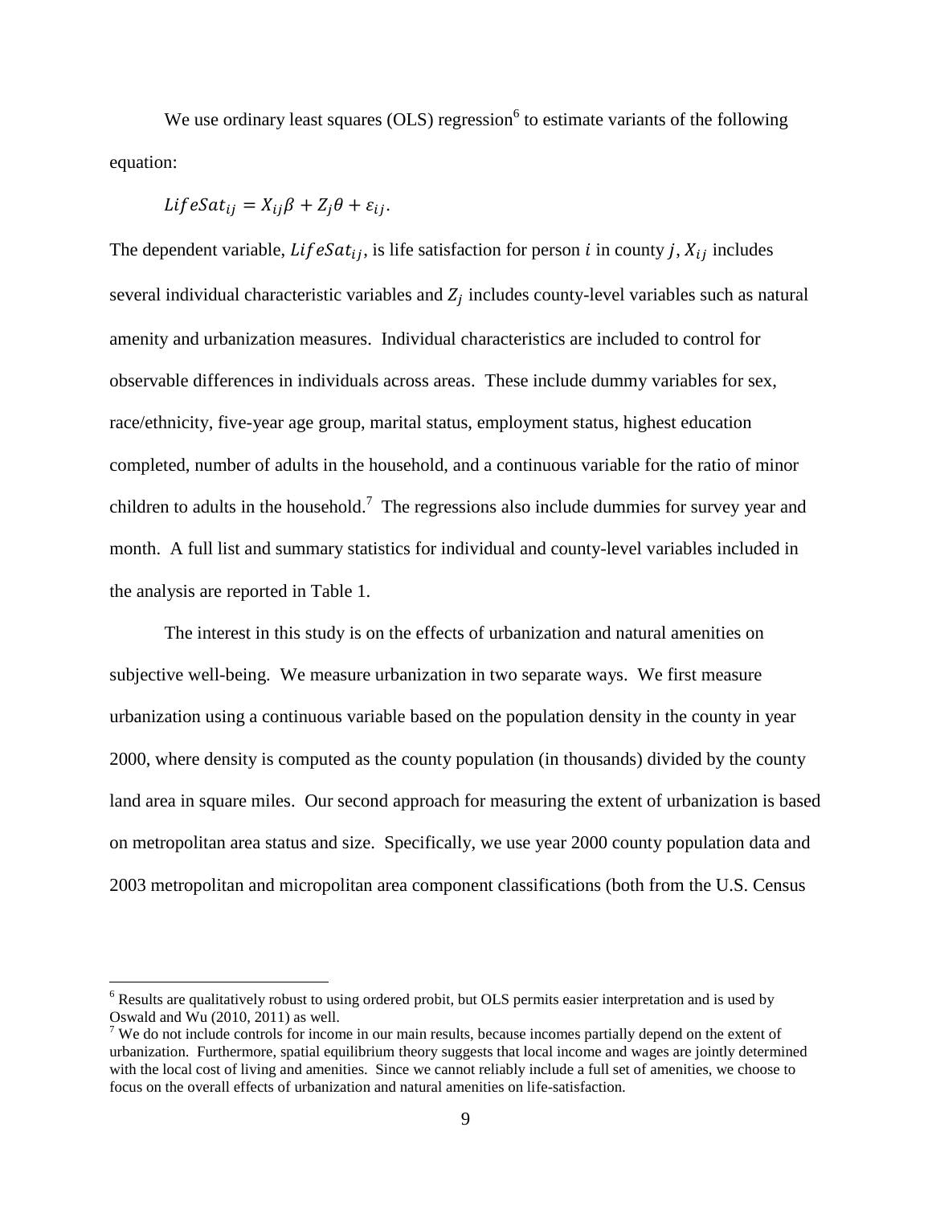We use ordinary least squares (OLS) regression[6] to estimate variants of the following equation:

$$LifeSat_{ij} = X_{ij}\beta + Z_j\theta + \varepsilon_{ij}.$$

The dependent variable, $LifeSat_{ij}$, is life satisfaction for person $i$ in county $j$, $X_{ij}$ includes several individual characteristic variables and $Z_j$ includes county-level variables such as natural amenity and urbanization measures. Individual characteristics are included to control for observable differences in individuals across areas. These include dummy variables for sex, race/ethnicity, five-year age group, marital status, employment status, highest education completed, number of adults in the household, and a continuous variable for the ratio of minor children to adults in the household.[7] The regressions also include dummies for survey year and month. A full list and summary statistics for individual and county-level variables included in the analysis are reported in Table 1.

The interest in this study is on the effects of urbanization and natural amenities on subjective well-being. We measure urbanization in two separate ways. We first measure urbanization using a continuous variable based on the population density in the county in year 2000, where density is computed as the county population (in thousands) divided by the county land area in square miles. Our second approach for measuring the extent of urbanization is based on metropolitan area status and size. Specifically, we use year 2000 county population data and 2003 metropolitan and micropolitan area component classifications (both from the U.S. Census

---

[6] Results are qualitatively robust to using ordered probit, but OLS permits easier interpretation and is used by Oswald and Wu (2010, 2011) as well.

[7] We do not include controls for income in our main results, because incomes partially depend on the extent of urbanization. Furthermore, spatial equilibrium theory suggests that local income and wages are jointly determined with the local cost of living and amenities. Since we cannot reliably include a full set of amenities, we choose to focus on the overall effects of urbanization and natural amenities on life-satisfaction.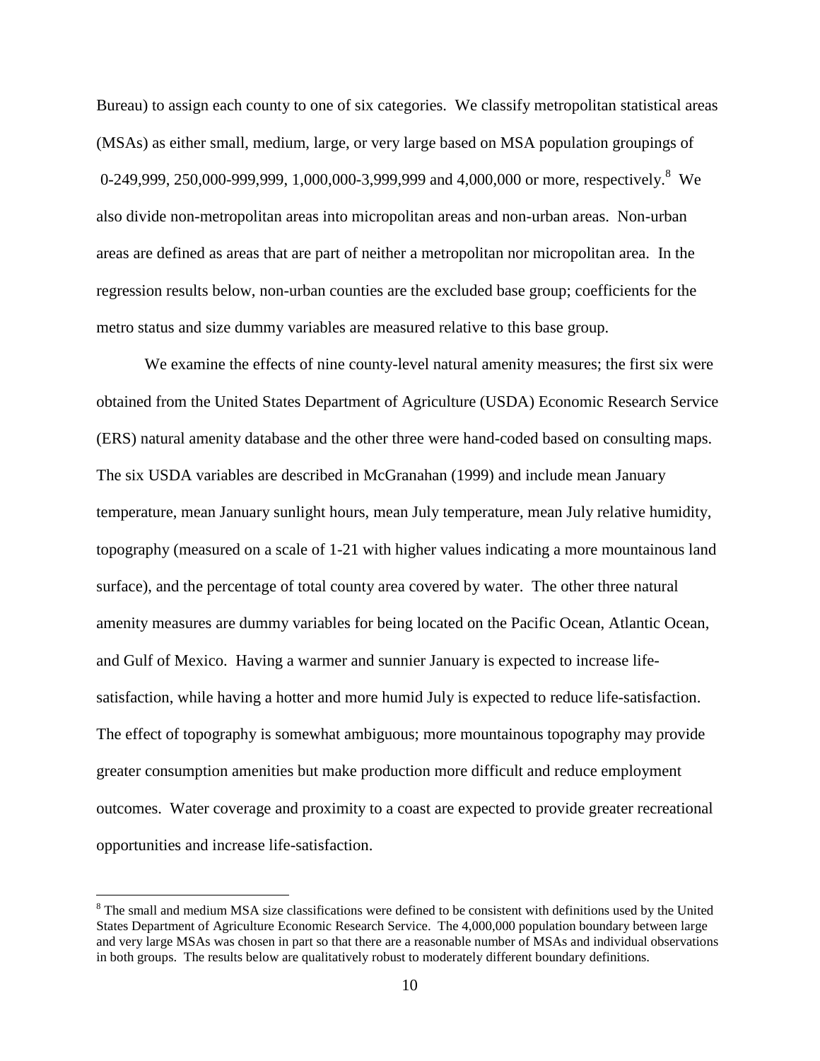Bureau) to assign each county to one of six categories. We classify metropolitan statistical areas (MSAs) as either small, medium, large, or very large based on MSA population groupings of 0-249,999, 250,000-999,999, 1,000,000-3,999,999 and 4,000,000 or more, respectively.[8] We also divide non-metropolitan areas into micropolitan areas and non-urban areas. Non-urban areas are defined as areas that are part of neither a metropolitan nor micropolitan area. In the regression results below, non-urban counties are the excluded base group; coefficients for the metro status and size dummy variables are measured relative to this base group.

We examine the effects of nine county-level natural amenity measures; the first six were obtained from the United States Department of Agriculture (USDA) Economic Research Service (ERS) natural amenity database and the other three were hand-coded based on consulting maps. The six USDA variables are described in McGranahan (1999) and include mean January temperature, mean January sunlight hours, mean July temperature, mean July relative humidity, topography (measured on a scale of 1-21 with higher values indicating a more mountainous land surface), and the percentage of total county area covered by water. The other three natural amenity measures are dummy variables for being located on the Pacific Ocean, Atlantic Ocean, and Gulf of Mexico. Having a warmer and sunnier January is expected to increase life-satisfaction, while having a hotter and more humid July is expected to reduce life-satisfaction. The effect of topography is somewhat ambiguous; more mountainous topography may provide greater consumption amenities but make production more difficult and reduce employment outcomes. Water coverage and proximity to a coast are expected to provide greater recreational opportunities and increase life-satisfaction.

[8] The small and medium MSA size classifications were defined to be consistent with definitions used by the United States Department of Agriculture Economic Research Service. The 4,000,000 population boundary between large and very large MSAs was chosen in part so that there are a reasonable number of MSAs and individual observations in both groups. The results below are qualitatively robust to moderately different boundary definitions.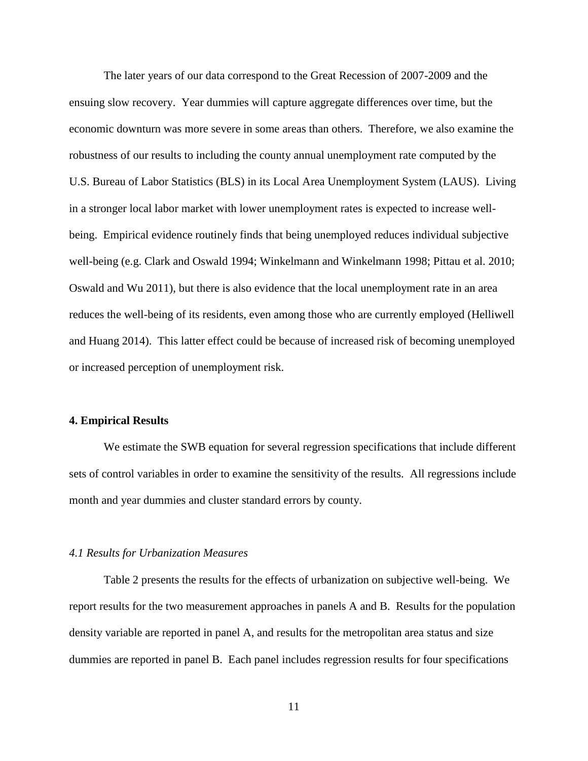The later years of our data correspond to the Great Recession of 2007-2009 and the ensuing slow recovery. Year dummies will capture aggregate differences over time, but the economic downturn was more severe in some areas than others. Therefore, we also examine the robustness of our results to including the county annual unemployment rate computed by the U.S. Bureau of Labor Statistics (BLS) in its Local Area Unemployment System (LAUS). Living in a stronger local labor market with lower unemployment rates is expected to increase well-being. Empirical evidence routinely finds that being unemployed reduces individual subjective well-being (e.g. Clark and Oswald 1994; Winkelmann and Winkelmann 1998; Pittau et al. 2010; Oswald and Wu 2011), but there is also evidence that the local unemployment rate in an area reduces the well-being of its residents, even among those who are currently employed (Helliwell and Huang 2014). This latter effect could be because of increased risk of becoming unemployed or increased perception of unemployment risk.

## 4. Empirical Results

We estimate the SWB equation for several regression specifications that include different sets of control variables in order to examine the sensitivity of the results. All regressions include month and year dummies and cluster standard errors by county.

### *4.1 Results for Urbanization Measures*

Table 2 presents the results for the effects of urbanization on subjective well-being. We report results for the two measurement approaches in panels A and B. Results for the population density variable are reported in panel A, and results for the metropolitan area status and size dummies are reported in panel B. Each panel includes regression results for four specifications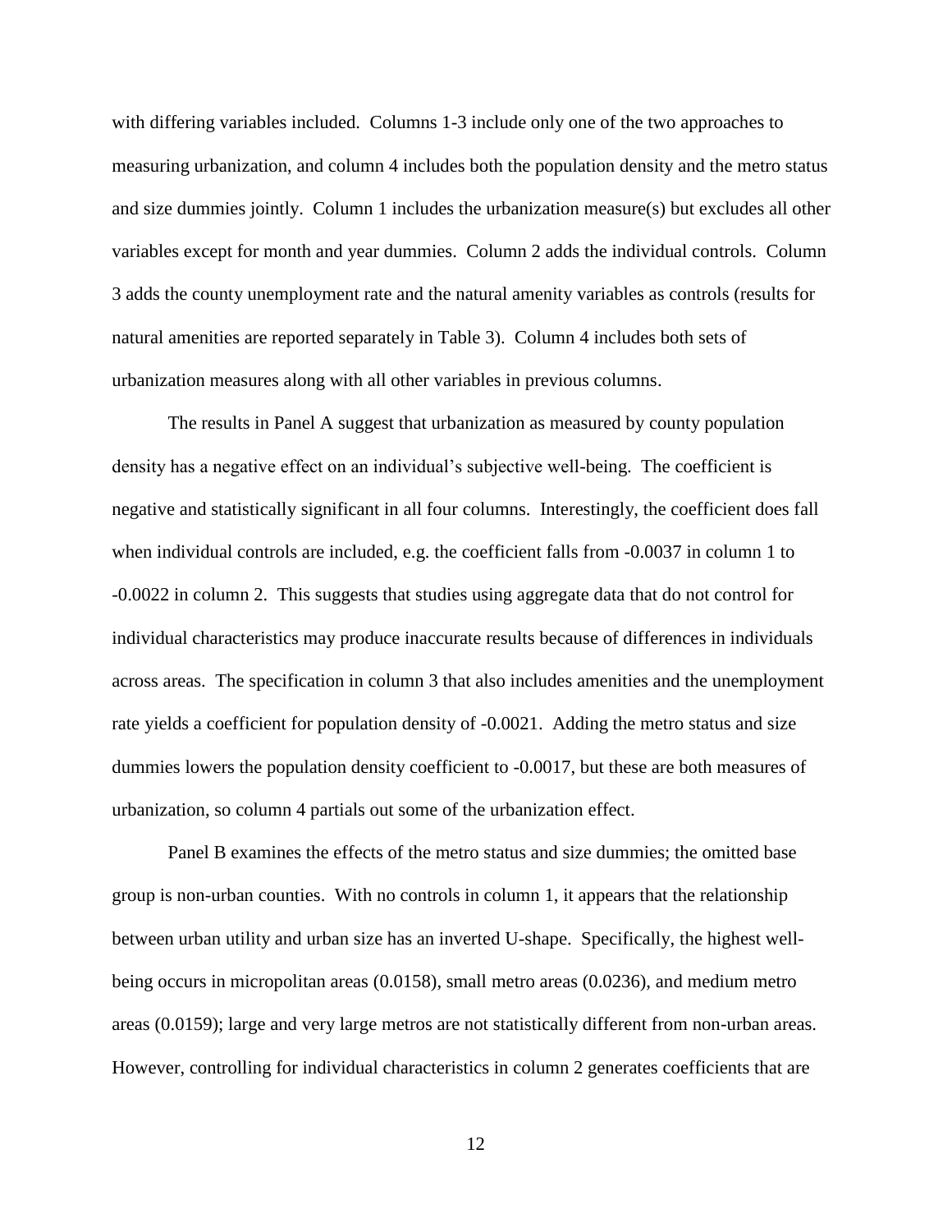with differing variables included. Columns 1-3 include only one of the two approaches to measuring urbanization, and column 4 includes both the population density and the metro status and size dummies jointly. Column 1 includes the urbanization measure(s) but excludes all other variables except for month and year dummies. Column 2 adds the individual controls. Column 3 adds the county unemployment rate and the natural amenity variables as controls (results for natural amenities are reported separately in Table 3). Column 4 includes both sets of urbanization measures along with all other variables in previous columns.

The results in Panel A suggest that urbanization as measured by county population density has a negative effect on an individual's subjective well-being. The coefficient is negative and statistically significant in all four columns. Interestingly, the coefficient does fall when individual controls are included, e.g. the coefficient falls from -0.0037 in column 1 to -0.0022 in column 2. This suggests that studies using aggregate data that do not control for individual characteristics may produce inaccurate results because of differences in individuals across areas. The specification in column 3 that also includes amenities and the unemployment rate yields a coefficient for population density of -0.0021. Adding the metro status and size dummies lowers the population density coefficient to -0.0017, but these are both measures of urbanization, so column 4 partials out some of the urbanization effect.

Panel B examines the effects of the metro status and size dummies; the omitted base group is non-urban counties. With no controls in column 1, it appears that the relationship between urban utility and urban size has an inverted U-shape. Specifically, the highest well-being occurs in micropolitan areas (0.0158), small metro areas (0.0236), and medium metro areas (0.0159); large and very large metros are not statistically different from non-urban areas. However, controlling for individual characteristics in column 2 generates coefficients that are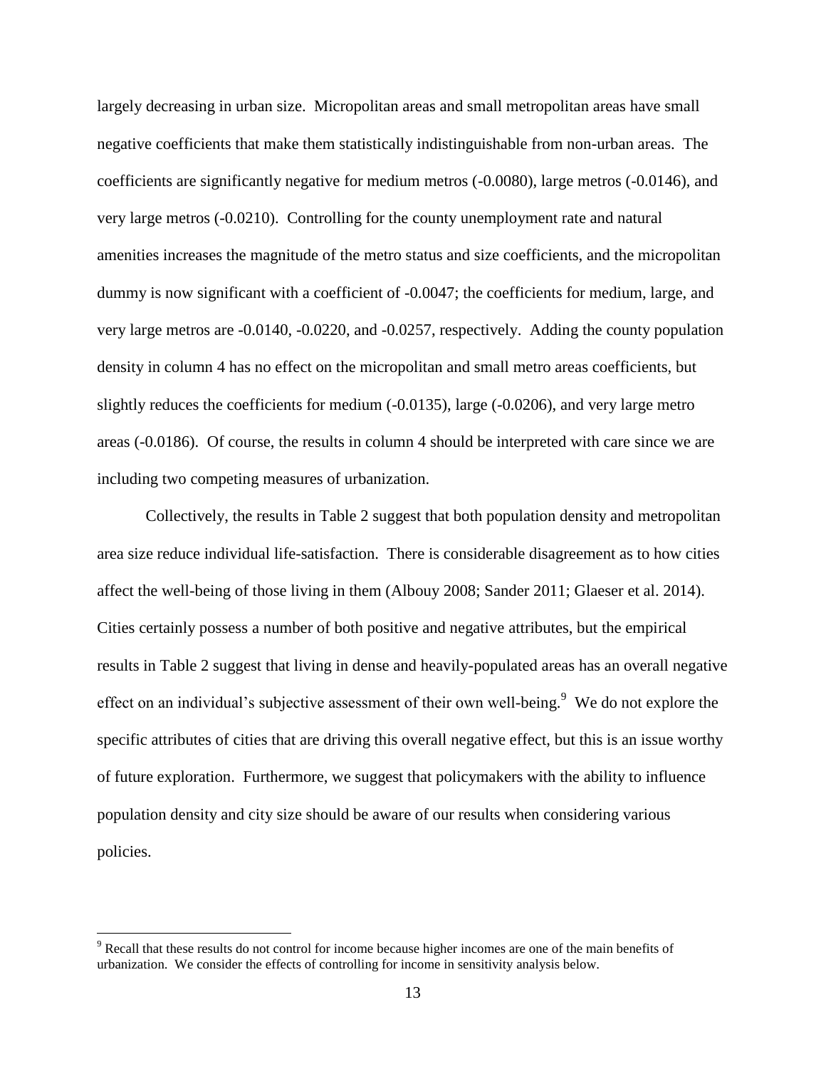largely decreasing in urban size. Micropolitan areas and small metropolitan areas have small negative coefficients that make them statistically indistinguishable from non-urban areas. The coefficients are significantly negative for medium metros (-0.0080), large metros (-0.0146), and very large metros (-0.0210). Controlling for the county unemployment rate and natural amenities increases the magnitude of the metro status and size coefficients, and the micropolitan dummy is now significant with a coefficient of -0.0047; the coefficients for medium, large, and very large metros are -0.0140, -0.0220, and -0.0257, respectively. Adding the county population density in column 4 has no effect on the micropolitan and small metro areas coefficients, but slightly reduces the coefficients for medium (-0.0135), large (-0.0206), and very large metro areas (-0.0186). Of course, the results in column 4 should be interpreted with care since we are including two competing measures of urbanization.

Collectively, the results in Table 2 suggest that both population density and metropolitan area size reduce individual life-satisfaction. There is considerable disagreement as to how cities affect the well-being of those living in them (Albouy 2008; Sander 2011; Glaeser et al. 2014). Cities certainly possess a number of both positive and negative attributes, but the empirical results in Table 2 suggest that living in dense and heavily-populated areas has an overall negative effect on an individual's subjective assessment of their own well-being.[9] We do not explore the specific attributes of cities that are driving this overall negative effect, but this is an issue worthy of future exploration. Furthermore, we suggest that policymakers with the ability to influence population density and city size should be aware of our results when considering various policies.

[9] Recall that these results do not control for income because higher incomes are one of the main benefits of urbanization. We consider the effects of controlling for income in sensitivity analysis below.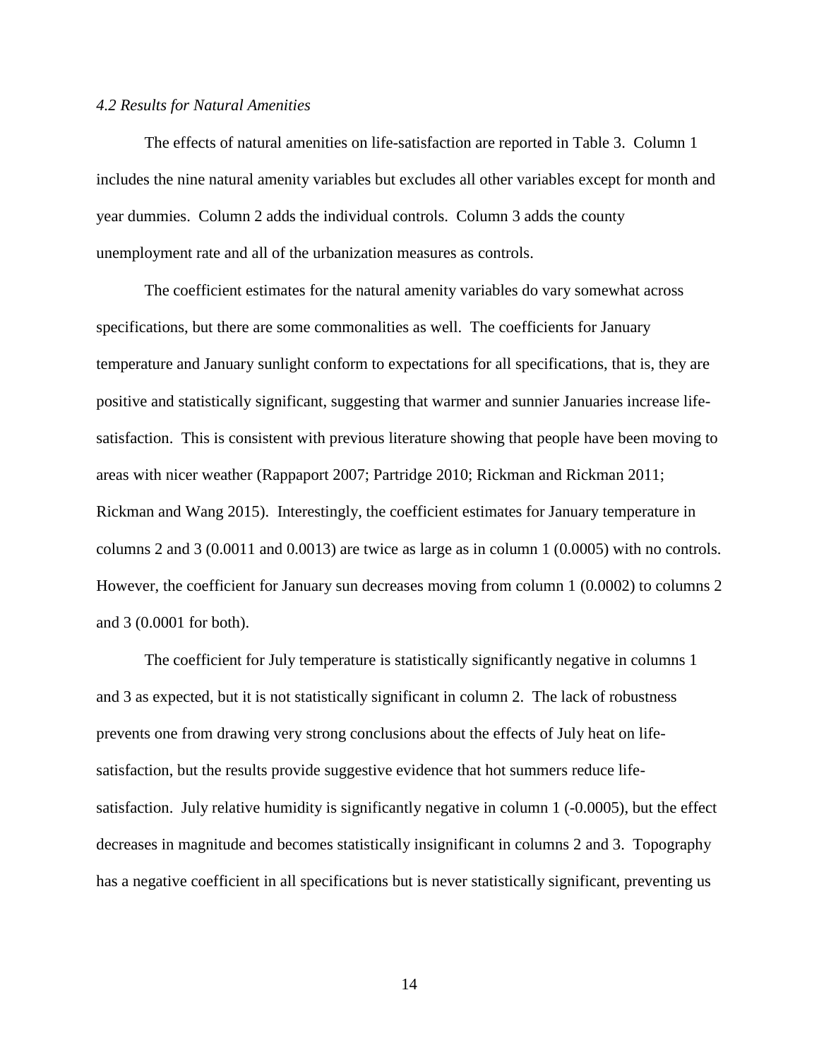*4.2 Results for Natural Amenities*

The effects of natural amenities on life-satisfaction are reported in Table 3. Column 1 includes the nine natural amenity variables but excludes all other variables except for month and year dummies. Column 2 adds the individual controls. Column 3 adds the county unemployment rate and all of the urbanization measures as controls.

The coefficient estimates for the natural amenity variables do vary somewhat across specifications, but there are some commonalities as well. The coefficients for January temperature and January sunlight conform to expectations for all specifications, that is, they are positive and statistically significant, suggesting that warmer and sunnier Januaries increase life-satisfaction. This is consistent with previous literature showing that people have been moving to areas with nicer weather (Rappaport 2007; Partridge 2010; Rickman and Rickman 2011; Rickman and Wang 2015). Interestingly, the coefficient estimates for January temperature in columns 2 and 3 (0.0011 and 0.0013) are twice as large as in column 1 (0.0005) with no controls. However, the coefficient for January sun decreases moving from column 1 (0.0002) to columns 2 and 3 (0.0001 for both).

The coefficient for July temperature is statistically significantly negative in columns 1 and 3 as expected, but it is not statistically significant in column 2. The lack of robustness prevents one from drawing very strong conclusions about the effects of July heat on life-satisfaction, but the results provide suggestive evidence that hot summers reduce life-satisfaction. July relative humidity is significantly negative in column 1 (-0.0005), but the effect decreases in magnitude and becomes statistically insignificant in columns 2 and 3. Topography has a negative coefficient in all specifications but is never statistically significant, preventing us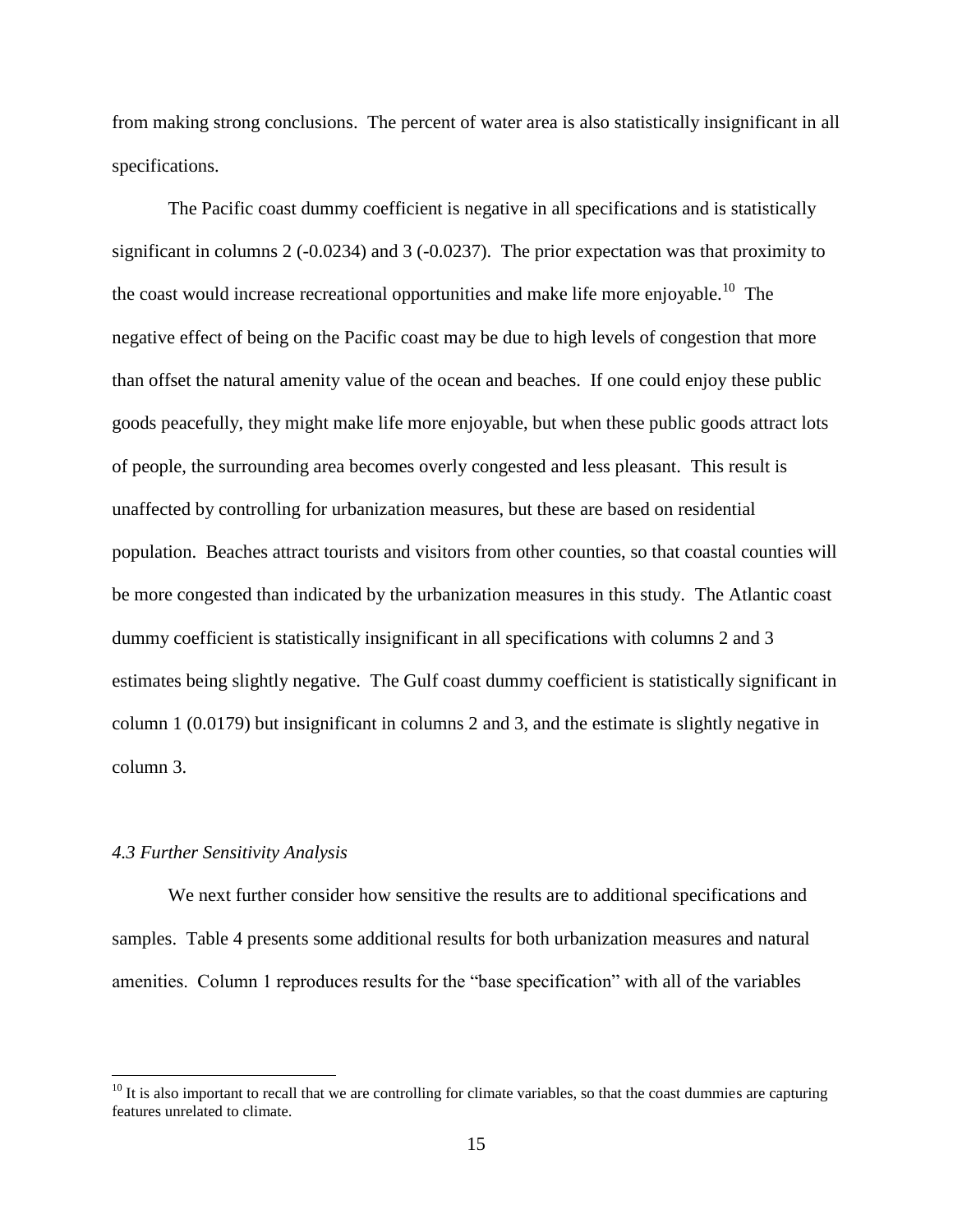from making strong conclusions. The percent of water area is also statistically insignificant in all specifications.

The Pacific coast dummy coefficient is negative in all specifications and is statistically significant in columns 2 (-0.0234) and 3 (-0.0237). The prior expectation was that proximity to the coast would increase recreational opportunities and make life more enjoyable.[10] The negative effect of being on the Pacific coast may be due to high levels of congestion that more than offset the natural amenity value of the ocean and beaches. If one could enjoy these public goods peacefully, they might make life more enjoyable, but when these public goods attract lots of people, the surrounding area becomes overly congested and less pleasant. This result is unaffected by controlling for urbanization measures, but these are based on residential population. Beaches attract tourists and visitors from other counties, so that coastal counties will be more congested than indicated by the urbanization measures in this study. The Atlantic coast dummy coefficient is statistically insignificant in all specifications with columns 2 and 3 estimates being slightly negative. The Gulf coast dummy coefficient is statistically significant in column 1 (0.0179) but insignificant in columns 2 and 3, and the estimate is slightly negative in column 3.

### *4.3 Further Sensitivity Analysis*

We next further consider how sensitive the results are to additional specifications and samples. Table 4 presents some additional results for both urbanization measures and natural amenities. Column 1 reproduces results for the "base specification" with all of the variables

[10] It is also important to recall that we are controlling for climate variables, so that the coast dummies are capturing features unrelated to climate.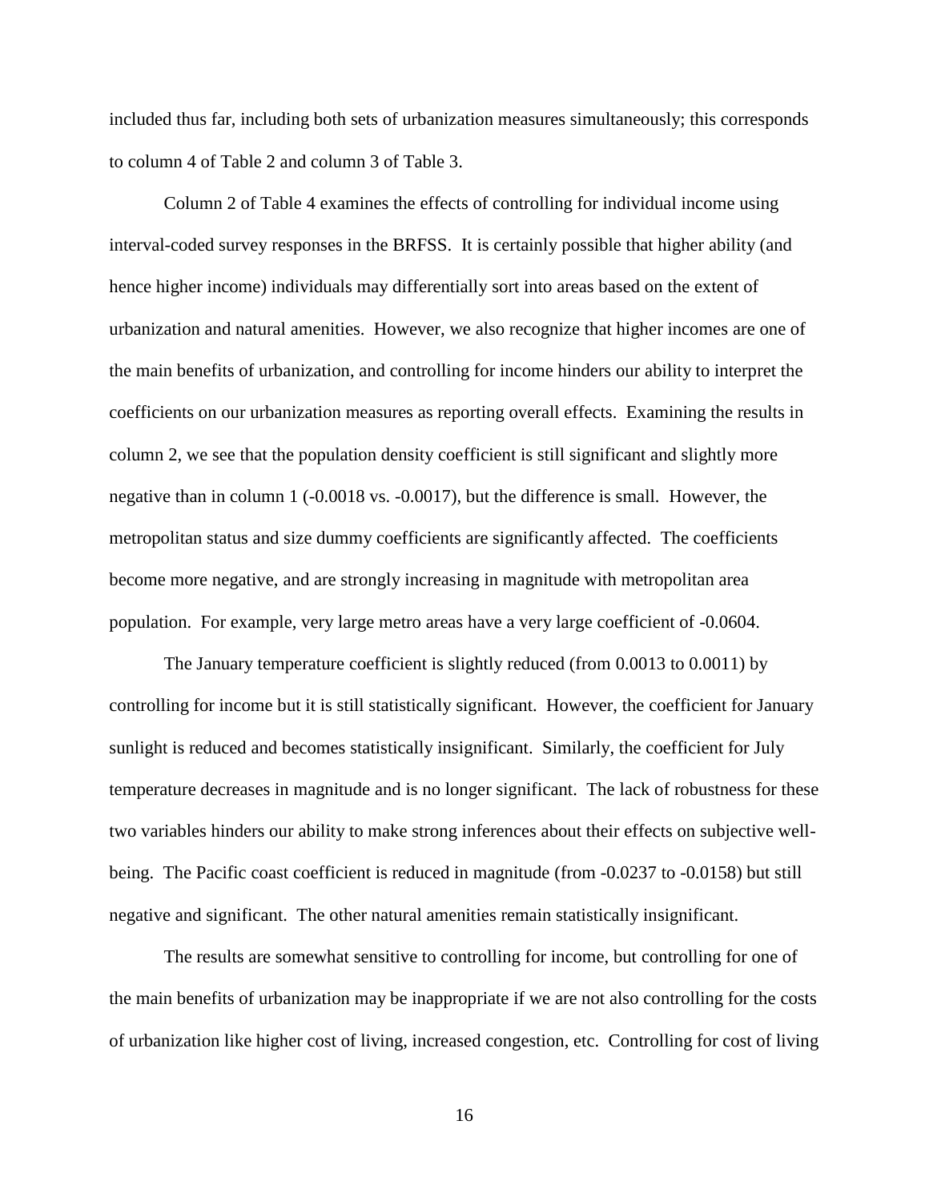included thus far, including both sets of urbanization measures simultaneously; this corresponds to column 4 of Table 2 and column 3 of Table 3.

Column 2 of Table 4 examines the effects of controlling for individual income using interval-coded survey responses in the BRFSS. It is certainly possible that higher ability (and hence higher income) individuals may differentially sort into areas based on the extent of urbanization and natural amenities. However, we also recognize that higher incomes are one of the main benefits of urbanization, and controlling for income hinders our ability to interpret the coefficients on our urbanization measures as reporting overall effects. Examining the results in column 2, we see that the population density coefficient is still significant and slightly more negative than in column 1 (-0.0018 vs. -0.0017), but the difference is small. However, the metropolitan status and size dummy coefficients are significantly affected. The coefficients become more negative, and are strongly increasing in magnitude with metropolitan area population. For example, very large metro areas have a very large coefficient of -0.0604.

The January temperature coefficient is slightly reduced (from 0.0013 to 0.0011) by controlling for income but it is still statistically significant. However, the coefficient for January sunlight is reduced and becomes statistically insignificant. Similarly, the coefficient for July temperature decreases in magnitude and is no longer significant. The lack of robustness for these two variables hinders our ability to make strong inferences about their effects on subjective well-being. The Pacific coast coefficient is reduced in magnitude (from -0.0237 to -0.0158) but still negative and significant. The other natural amenities remain statistically insignificant.

The results are somewhat sensitive to controlling for income, but controlling for one of the main benefits of urbanization may be inappropriate if we are not also controlling for the costs of urbanization like higher cost of living, increased congestion, etc. Controlling for cost of living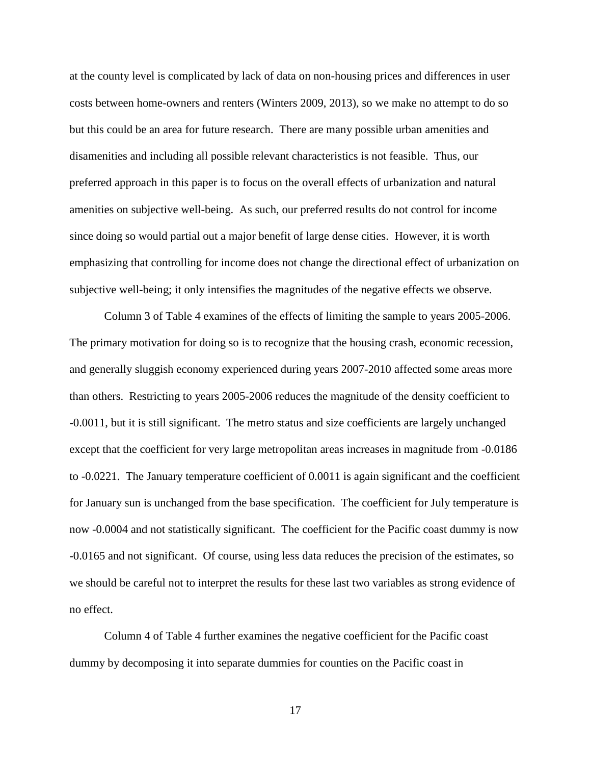at the county level is complicated by lack of data on non-housing prices and differences in user costs between home-owners and renters (Winters 2009, 2013), so we make no attempt to do so but this could be an area for future research. There are many possible urban amenities and disamenities and including all possible relevant characteristics is not feasible. Thus, our preferred approach in this paper is to focus on the overall effects of urbanization and natural amenities on subjective well-being. As such, our preferred results do not control for income since doing so would partial out a major benefit of large dense cities. However, it is worth emphasizing that controlling for income does not change the directional effect of urbanization on subjective well-being; it only intensifies the magnitudes of the negative effects we observe.

Column 3 of Table 4 examines of the effects of limiting the sample to years 2005-2006. The primary motivation for doing so is to recognize that the housing crash, economic recession, and generally sluggish economy experienced during years 2007-2010 affected some areas more than others. Restricting to years 2005-2006 reduces the magnitude of the density coefficient to -0.0011, but it is still significant. The metro status and size coefficients are largely unchanged except that the coefficient for very large metropolitan areas increases in magnitude from -0.0186 to -0.0221. The January temperature coefficient of 0.0011 is again significant and the coefficient for January sun is unchanged from the base specification. The coefficient for July temperature is now -0.0004 and not statistically significant. The coefficient for the Pacific coast dummy is now -0.0165 and not significant. Of course, using less data reduces the precision of the estimates, so we should be careful not to interpret the results for these last two variables as strong evidence of no effect.

Column 4 of Table 4 further examines the negative coefficient for the Pacific coast dummy by decomposing it into separate dummies for counties on the Pacific coast in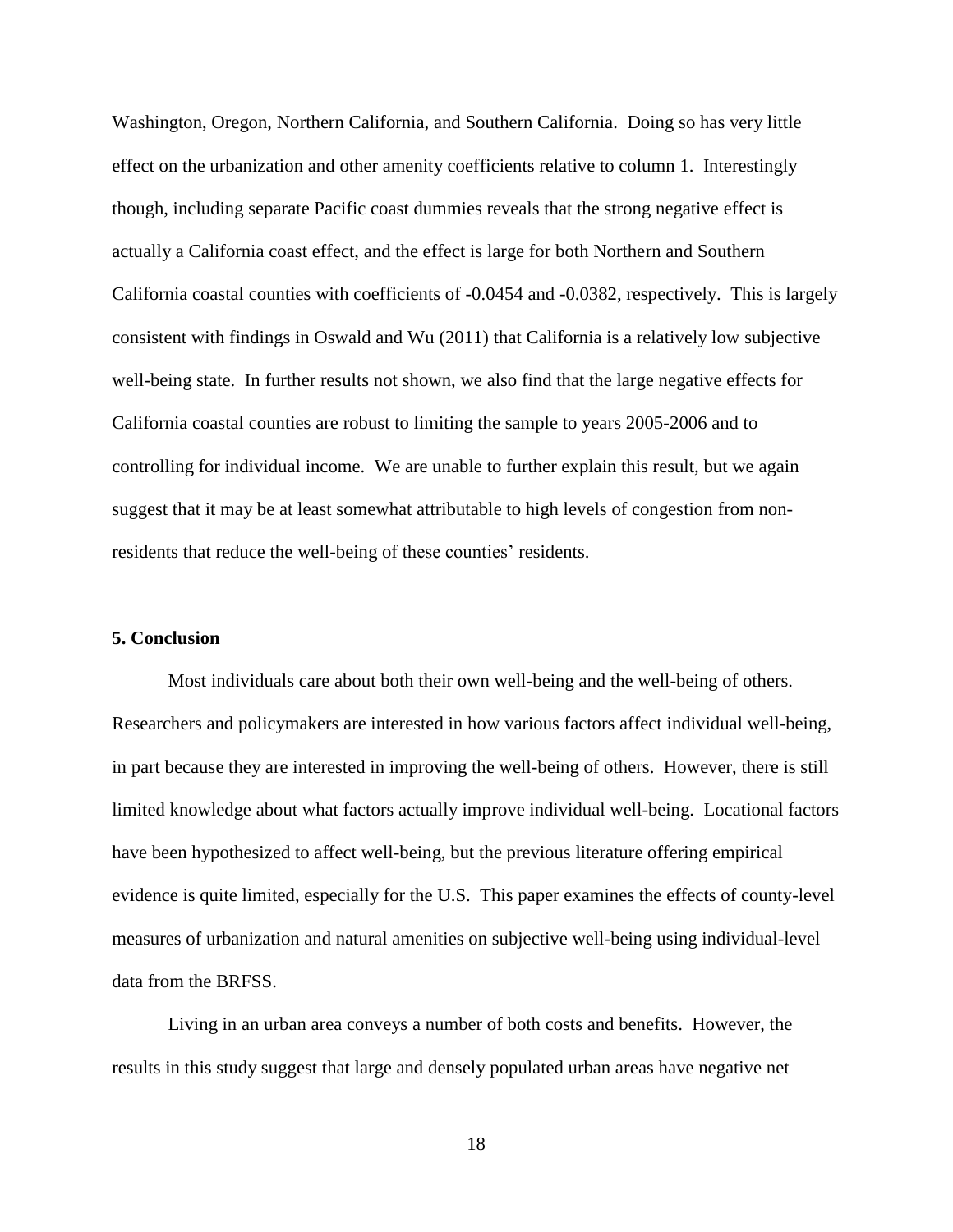Washington, Oregon, Northern California, and Southern California. Doing so has very little effect on the urbanization and other amenity coefficients relative to column 1. Interestingly though, including separate Pacific coast dummies reveals that the strong negative effect is actually a California coast effect, and the effect is large for both Northern and Southern California coastal counties with coefficients of -0.0454 and -0.0382, respectively. This is largely consistent with findings in Oswald and Wu (2011) that California is a relatively low subjective well-being state. In further results not shown, we also find that the large negative effects for California coastal counties are robust to limiting the sample to years 2005-2006 and to controlling for individual income. We are unable to further explain this result, but we again suggest that it may be at least somewhat attributable to high levels of congestion from non-residents that reduce the well-being of these counties' residents.

## 5. Conclusion

Most individuals care about both their own well-being and the well-being of others. Researchers and policymakers are interested in how various factors affect individual well-being, in part because they are interested in improving the well-being of others. However, there is still limited knowledge about what factors actually improve individual well-being. Locational factors have been hypothesized to affect well-being, but the previous literature offering empirical evidence is quite limited, especially for the U.S. This paper examines the effects of county-level measures of urbanization and natural amenities on subjective well-being using individual-level data from the BRFSS.

Living in an urban area conveys a number of both costs and benefits. However, the results in this study suggest that large and densely populated urban areas have negative net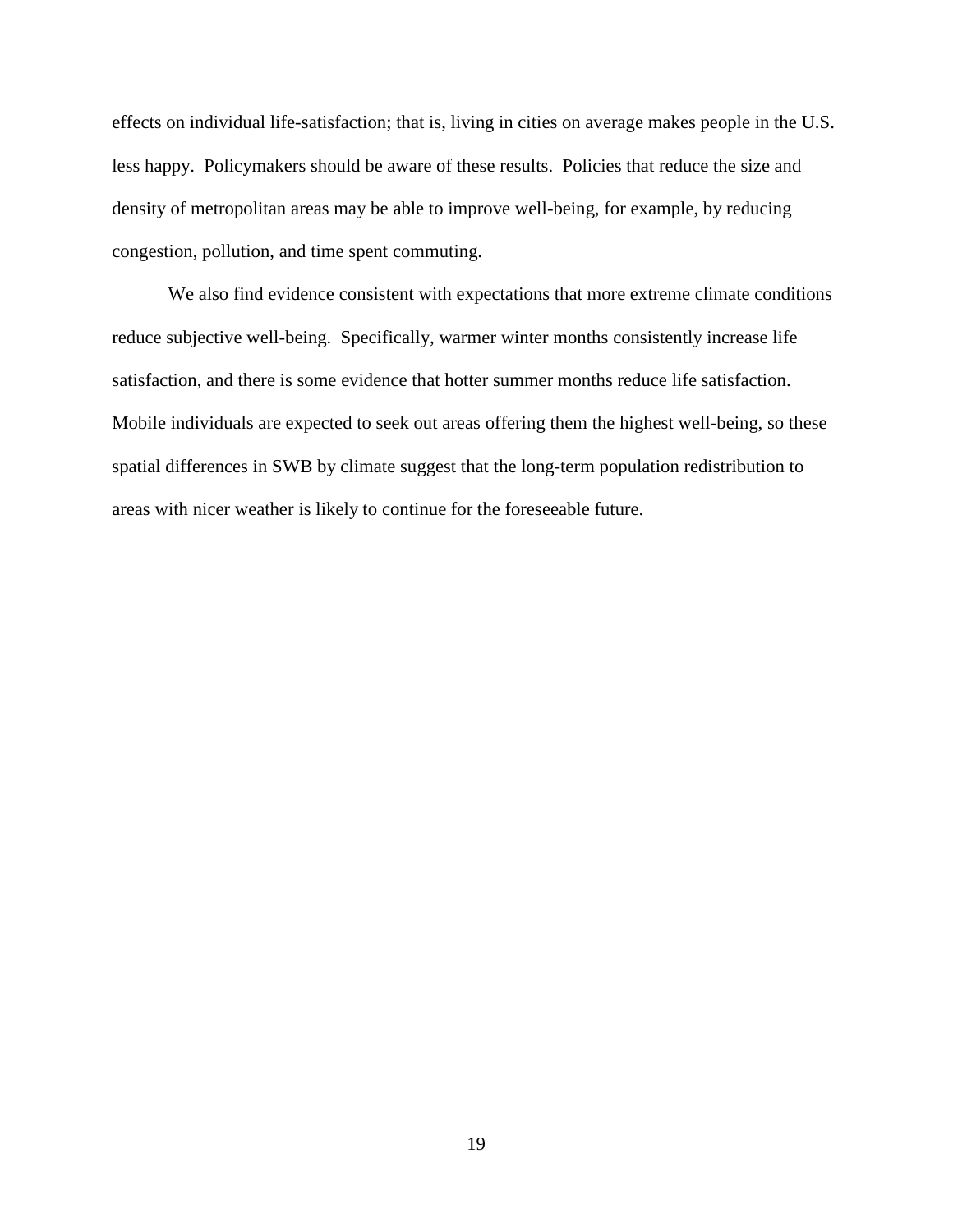effects on individual life-satisfaction; that is, living in cities on average makes people in the U.S. less happy. Policymakers should be aware of these results. Policies that reduce the size and density of metropolitan areas may be able to improve well-being, for example, by reducing congestion, pollution, and time spent commuting.

We also find evidence consistent with expectations that more extreme climate conditions reduce subjective well-being. Specifically, warmer winter months consistently increase life satisfaction, and there is some evidence that hotter summer months reduce life satisfaction. Mobile individuals are expected to seek out areas offering them the highest well-being, so these spatial differences in SWB by climate suggest that the long-term population redistribution to areas with nicer weather is likely to continue for the foreseeable future.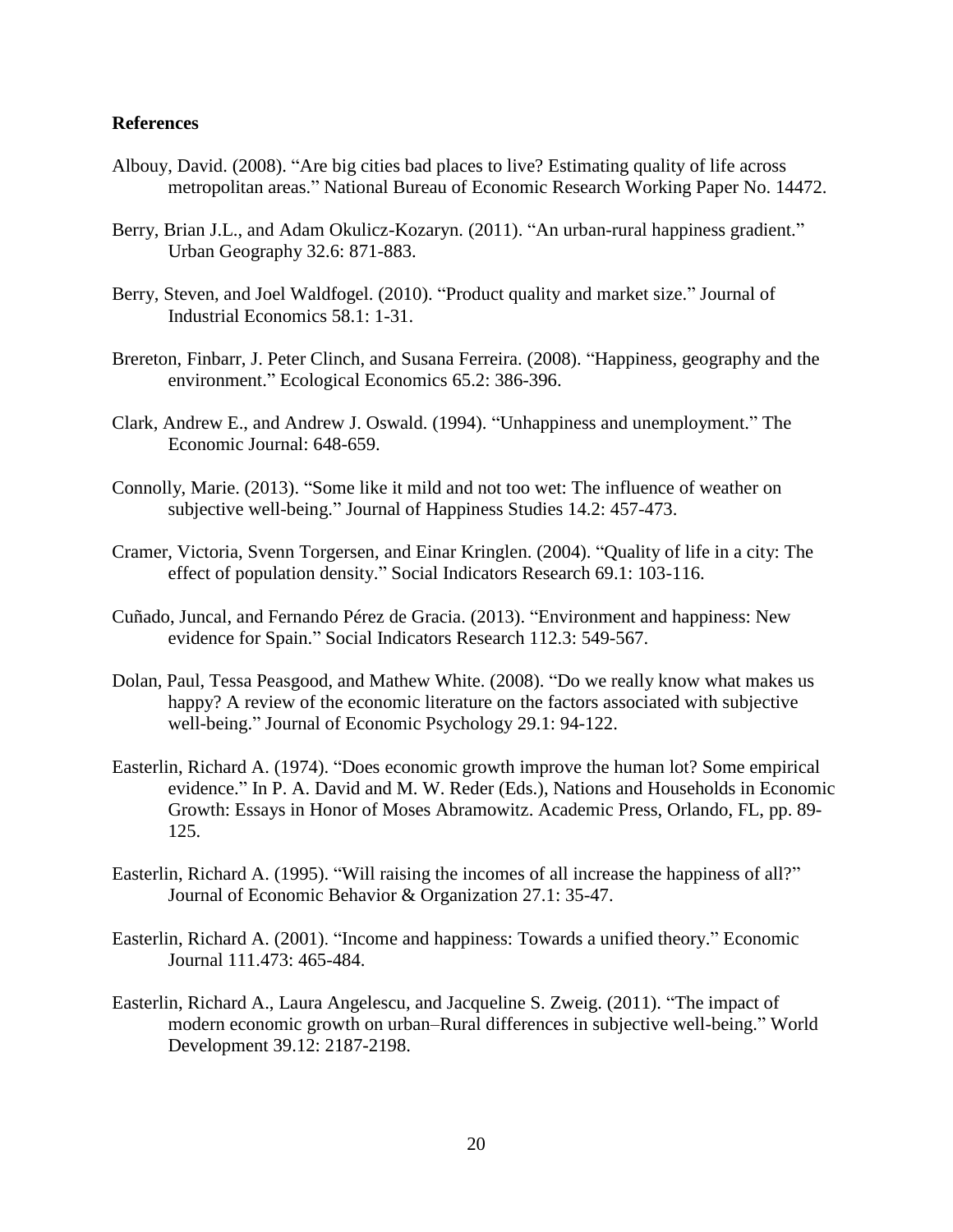## References

Albouy, David. (2008). "Are big cities bad places to live? Estimating quality of life across metropolitan areas." National Bureau of Economic Research Working Paper No. 14472.

Berry, Brian J.L., and Adam Okulicz-Kozaryn. (2011). "An urban-rural happiness gradient." Urban Geography 32.6: 871-883.

Berry, Steven, and Joel Waldfogel. (2010). "Product quality and market size." Journal of Industrial Economics 58.1: 1-31.

Brereton, Finbarr, J. Peter Clinch, and Susana Ferreira. (2008). "Happiness, geography and the environment." Ecological Economics 65.2: 386-396.

Clark, Andrew E., and Andrew J. Oswald. (1994). "Unhappiness and unemployment." The Economic Journal: 648-659.

Connolly, Marie. (2013). "Some like it mild and not too wet: The influence of weather on subjective well-being." Journal of Happiness Studies 14.2: 457-473.

Cramer, Victoria, Svenn Torgersen, and Einar Kringlen. (2004). "Quality of life in a city: The effect of population density." Social Indicators Research 69.1: 103-116.

Cuñado, Juncal, and Fernando Pérez de Gracia. (2013). "Environment and happiness: New evidence for Spain." Social Indicators Research 112.3: 549-567.

Dolan, Paul, Tessa Peasgood, and Mathew White. (2008). "Do we really know what makes us happy? A review of the economic literature on the factors associated with subjective well-being." Journal of Economic Psychology 29.1: 94-122.

Easterlin, Richard A. (1974). "Does economic growth improve the human lot? Some empirical evidence." In P. A. David and M. W. Reder (Eds.), Nations and Households in Economic Growth: Essays in Honor of Moses Abramowitz. Academic Press, Orlando, FL, pp. 89-125.

Easterlin, Richard A. (1995). "Will raising the incomes of all increase the happiness of all?" Journal of Economic Behavior & Organization 27.1: 35-47.

Easterlin, Richard A. (2001). "Income and happiness: Towards a unified theory." Economic Journal 111.473: 465-484.

Easterlin, Richard A., Laura Angelescu, and Jacqueline S. Zweig. (2011). "The impact of modern economic growth on urban–Rural differences in subjective well-being." World Development 39.12: 2187-2198.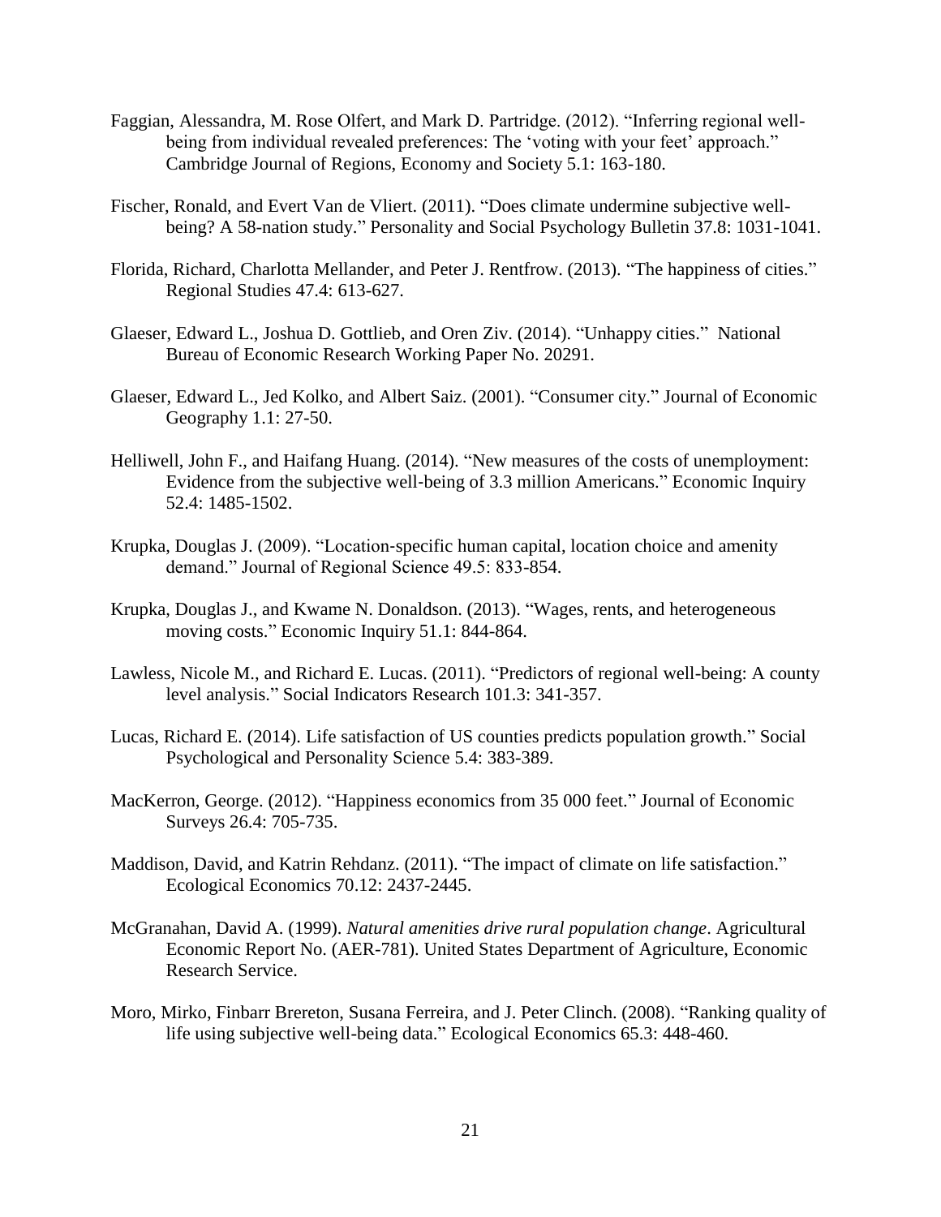Faggian, Alessandra, M. Rose Olfert, and Mark D. Partridge. (2012). "Inferring regional well-being from individual revealed preferences: The 'voting with your feet' approach." Cambridge Journal of Regions, Economy and Society 5.1: 163-180.

Fischer, Ronald, and Evert Van de Vliert. (2011). "Does climate undermine subjective well-being? A 58-nation study." Personality and Social Psychology Bulletin 37.8: 1031-1041.

Florida, Richard, Charlotta Mellander, and Peter J. Rentfrow. (2013). "The happiness of cities." Regional Studies 47.4: 613-627.

Glaeser, Edward L., Joshua D. Gottlieb, and Oren Ziv. (2014). "Unhappy cities." National Bureau of Economic Research Working Paper No. 20291.

Glaeser, Edward L., Jed Kolko, and Albert Saiz. (2001). "Consumer city." Journal of Economic Geography 1.1: 27-50.

Helliwell, John F., and Haifang Huang. (2014). "New measures of the costs of unemployment: Evidence from the subjective well-being of 3.3 million Americans." Economic Inquiry 52.4: 1485-1502.

Krupka, Douglas J. (2009). "Location-specific human capital, location choice and amenity demand." Journal of Regional Science 49.5: 833-854.

Krupka, Douglas J., and Kwame N. Donaldson. (2013). "Wages, rents, and heterogeneous moving costs." Economic Inquiry 51.1: 844-864.

Lawless, Nicole M., and Richard E. Lucas. (2011). "Predictors of regional well-being: A county level analysis." Social Indicators Research 101.3: 341-357.

Lucas, Richard E. (2014). Life satisfaction of US counties predicts population growth." Social Psychological and Personality Science 5.4: 383-389.

MacKerron, George. (2012). "Happiness economics from 35 000 feet." Journal of Economic Surveys 26.4: 705-735.

Maddison, David, and Katrin Rehdanz. (2011). "The impact of climate on life satisfaction." Ecological Economics 70.12: 2437-2445.

McGranahan, David A. (1999). *Natural amenities drive rural population change*. Agricultural Economic Report No. (AER-781). United States Department of Agriculture, Economic Research Service.

Moro, Mirko, Finbarr Brereton, Susana Ferreira, and J. Peter Clinch. (2008). "Ranking quality of life using subjective well-being data." Ecological Economics 65.3: 448-460.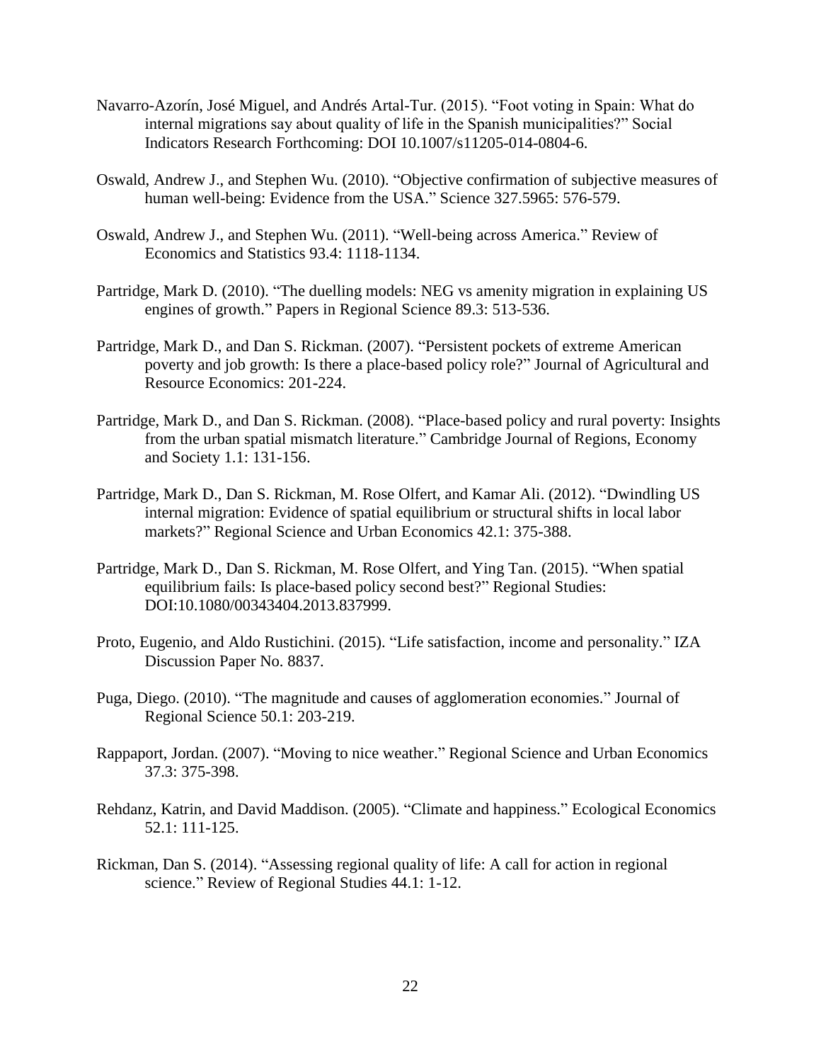Navarro-Azorín, José Miguel, and Andrés Artal-Tur. (2015). "Foot voting in Spain: What do internal migrations say about quality of life in the Spanish municipalities?" Social Indicators Research Forthcoming: DOI 10.1007/s11205-014-0804-6.

Oswald, Andrew J., and Stephen Wu. (2010). "Objective confirmation of subjective measures of human well-being: Evidence from the USA." Science 327.5965: 576-579.

Oswald, Andrew J., and Stephen Wu. (2011). "Well-being across America." Review of Economics and Statistics 93.4: 1118-1134.

Partridge, Mark D. (2010). "The duelling models: NEG vs amenity migration in explaining US engines of growth." Papers in Regional Science 89.3: 513-536.

Partridge, Mark D., and Dan S. Rickman. (2007). "Persistent pockets of extreme American poverty and job growth: Is there a place-based policy role?" Journal of Agricultural and Resource Economics: 201-224.

Partridge, Mark D., and Dan S. Rickman. (2008). "Place-based policy and rural poverty: Insights from the urban spatial mismatch literature." Cambridge Journal of Regions, Economy and Society 1.1: 131-156.

Partridge, Mark D., Dan S. Rickman, M. Rose Olfert, and Kamar Ali. (2012). "Dwindling US internal migration: Evidence of spatial equilibrium or structural shifts in local labor markets?" Regional Science and Urban Economics 42.1: 375-388.

Partridge, Mark D., Dan S. Rickman, M. Rose Olfert, and Ying Tan. (2015). "When spatial equilibrium fails: Is place-based policy second best?" Regional Studies: DOI:10.1080/00343404.2013.837999.

Proto, Eugenio, and Aldo Rustichini. (2015). "Life satisfaction, income and personality." IZA Discussion Paper No. 8837.

Puga, Diego. (2010). "The magnitude and causes of agglomeration economies." Journal of Regional Science 50.1: 203-219.

Rappaport, Jordan. (2007). "Moving to nice weather." Regional Science and Urban Economics 37.3: 375-398.

Rehdanz, Katrin, and David Maddison. (2005). "Climate and happiness." Ecological Economics 52.1: 111-125.

Rickman, Dan S. (2014). "Assessing regional quality of life: A call for action in regional science." Review of Regional Studies 44.1: 1-12.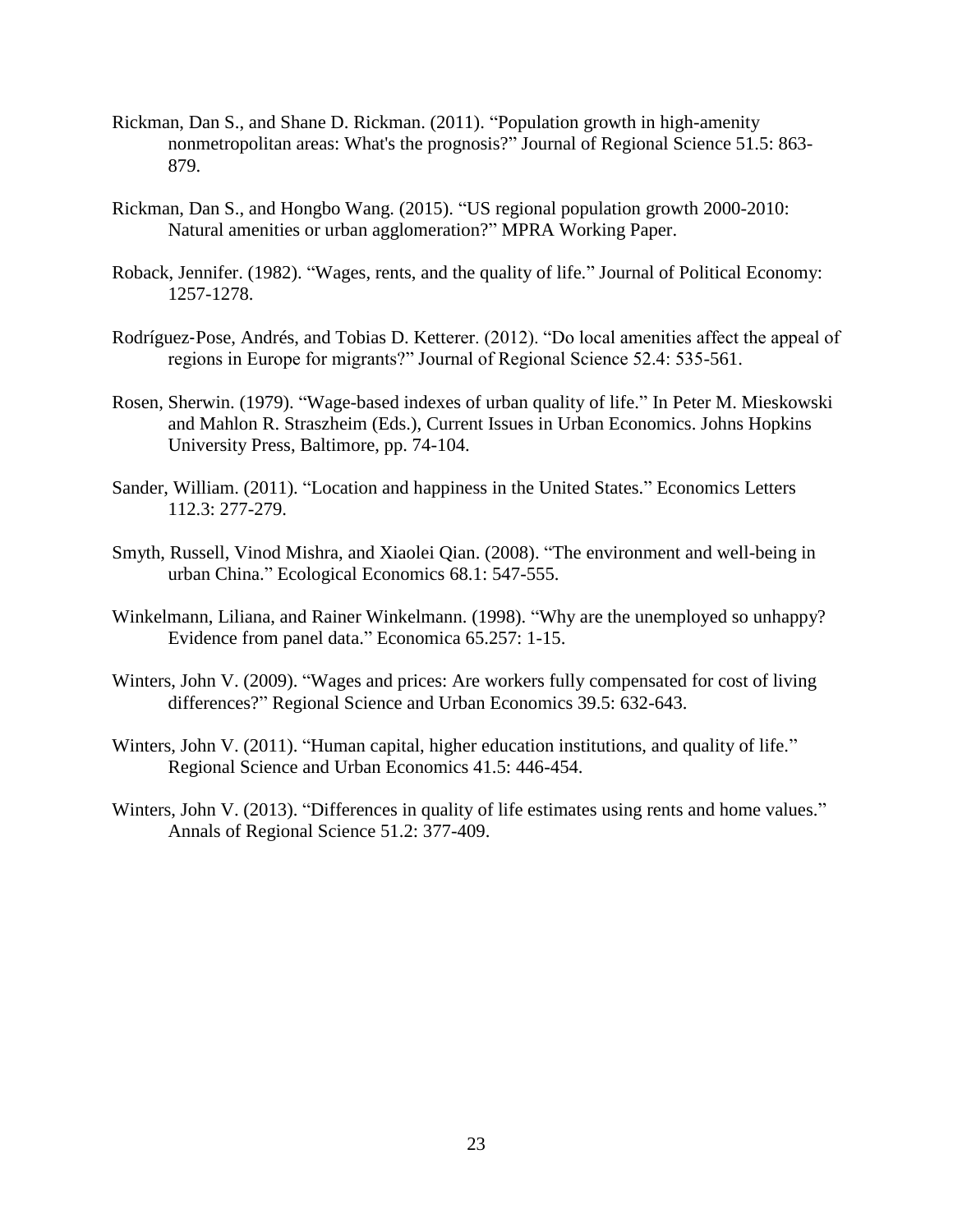Rickman, Dan S., and Shane D. Rickman. (2011). “Population growth in high-amenity nonmetropolitan areas: What's the prognosis?” Journal of Regional Science 51.5: 863-879.

Rickman, Dan S., and Hongbo Wang. (2015). “US regional population growth 2000-2010: Natural amenities or urban agglomeration?” MPRA Working Paper.

Roback, Jennifer. (1982). “Wages, rents, and the quality of life.” Journal of Political Economy: 1257-1278.

Rodríguez‐Pose, Andrés, and Tobias D. Ketterer. (2012). “Do local amenities affect the appeal of regions in Europe for migrants?” Journal of Regional Science 52.4: 535-561.

Rosen, Sherwin. (1979). “Wage-based indexes of urban quality of life.” In Peter M. Mieskowski and Mahlon R. Straszheim (Eds.), Current Issues in Urban Economics. Johns Hopkins University Press, Baltimore, pp. 74-104.

Sander, William. (2011). “Location and happiness in the United States.” Economics Letters 112.3: 277-279.

Smyth, Russell, Vinod Mishra, and Xiaolei Qian. (2008). “The environment and well-being in urban China.” Ecological Economics 68.1: 547-555.

Winkelmann, Liliana, and Rainer Winkelmann. (1998). “Why are the unemployed so unhappy? Evidence from panel data.” Economica 65.257: 1-15.

Winters, John V. (2009). “Wages and prices: Are workers fully compensated for cost of living differences?” Regional Science and Urban Economics 39.5: 632-643.

Winters, John V. (2011). “Human capital, higher education institutions, and quality of life.” Regional Science and Urban Economics 41.5: 446-454.

Winters, John V. (2013). “Differences in quality of life estimates using rents and home values.” Annals of Regional Science 51.2: 377-409.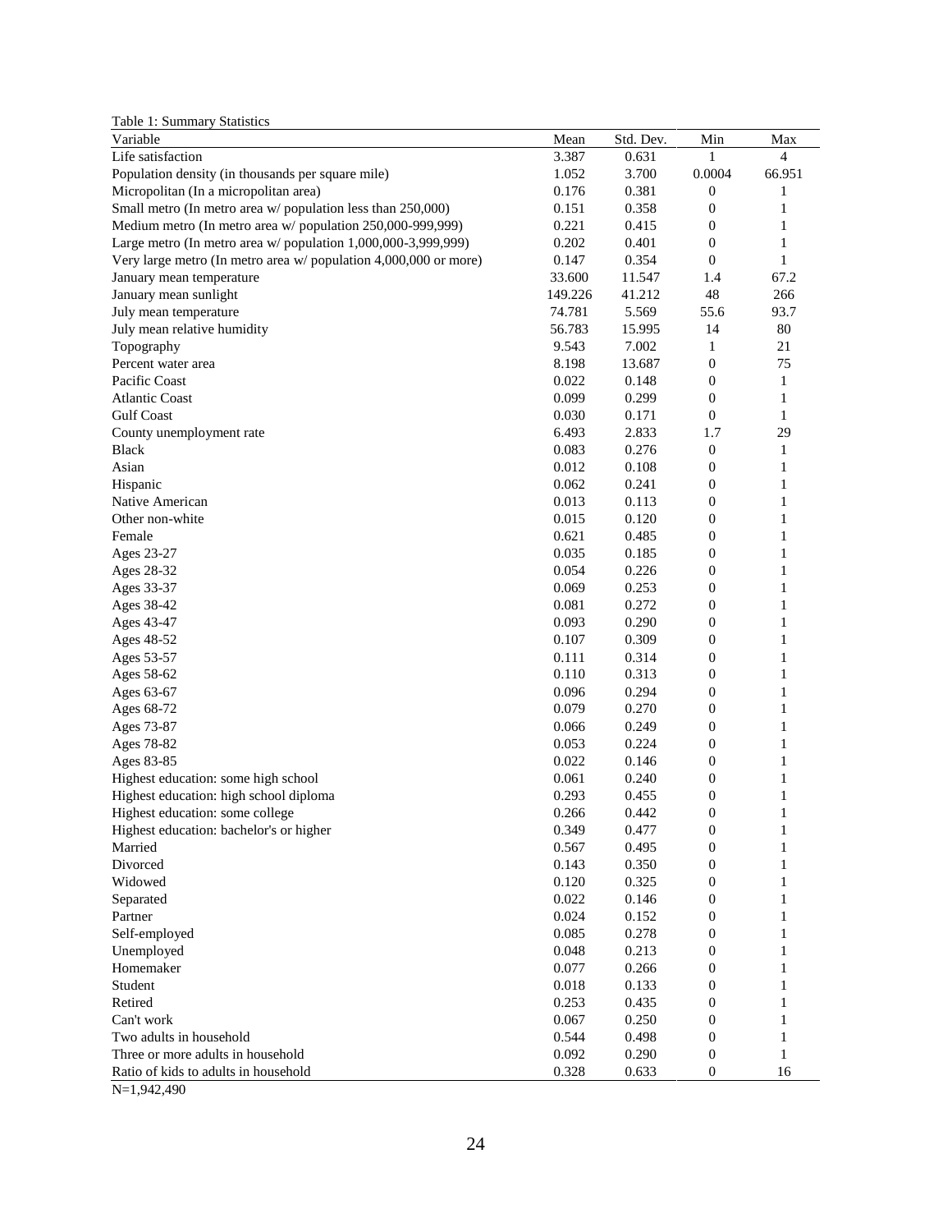Table 1: Summary Statistics

| Variable | Mean | Std. Dev. | Min | Max |
|---|---|---|---|---|
| Life satisfaction | 3.387 | 0.631 | 1 | 4 |
| Population density (in thousands per square mile) | 1.052 | 3.700 | 0.0004 | 66.951 |
| Micropolitan (In a micropolitan area) | 0.176 | 0.381 | 0 | 1 |
| Small metro (In metro area w/ population less than 250,000) | 0.151 | 0.358 | 0 | 1 |
| Medium metro (In metro area w/ population 250,000-999,999) | 0.221 | 0.415 | 0 | 1 |
| Large metro (In metro area w/ population 1,000,000-3,999,999) | 0.202 | 0.401 | 0 | 1 |
| Very large metro (In metro area w/ population 4,000,000 or more) | 0.147 | 0.354 | 0 | 1 |
| January mean temperature | 33.600 | 11.547 | 1.4 | 67.2 |
| January mean sunlight | 149.226 | 41.212 | 48 | 266 |
| July mean temperature | 74.781 | 5.569 | 55.6 | 93.7 |
| July mean relative humidity | 56.783 | 15.995 | 14 | 80 |
| Topography | 9.543 | 7.002 | 1 | 21 |
| Percent water area | 8.198 | 13.687 | 0 | 75 |
| Pacific Coast | 0.022 | 0.148 | 0 | 1 |
| Atlantic Coast | 0.099 | 0.299 | 0 | 1 |
| Gulf Coast | 0.030 | 0.171 | 0 | 1 |
| County unemployment rate | 6.493 | 2.833 | 1.7 | 29 |
| Black | 0.083 | 0.276 | 0 | 1 |
| Asian | 0.012 | 0.108 | 0 | 1 |
| Hispanic | 0.062 | 0.241 | 0 | 1 |
| Native American | 0.013 | 0.113 | 0 | 1 |
| Other non-white | 0.015 | 0.120 | 0 | 1 |
| Female | 0.621 | 0.485 | 0 | 1 |
| Ages 23-27 | 0.035 | 0.185 | 0 | 1 |
| Ages 28-32 | 0.054 | 0.226 | 0 | 1 |
| Ages 33-37 | 0.069 | 0.253 | 0 | 1 |
| Ages 38-42 | 0.081 | 0.272 | 0 | 1 |
| Ages 43-47 | 0.093 | 0.290 | 0 | 1 |
| Ages 48-52 | 0.107 | 0.309 | 0 | 1 |
| Ages 53-57 | 0.111 | 0.314 | 0 | 1 |
| Ages 58-62 | 0.110 | 0.313 | 0 | 1 |
| Ages 63-67 | 0.096 | 0.294 | 0 | 1 |
| Ages 68-72 | 0.079 | 0.270 | 0 | 1 |
| Ages 73-87 | 0.066 | 0.249 | 0 | 1 |
| Ages 78-82 | 0.053 | 0.224 | 0 | 1 |
| Ages 83-85 | 0.022 | 0.146 | 0 | 1 |
| Highest education: some high school | 0.061 | 0.240 | 0 | 1 |
| Highest education: high school diploma | 0.293 | 0.455 | 0 | 1 |
| Highest education: some college | 0.266 | 0.442 | 0 | 1 |
| Highest education: bachelor's or higher | 0.349 | 0.477 | 0 | 1 |
| Married | 0.567 | 0.495 | 0 | 1 |
| Divorced | 0.143 | 0.350 | 0 | 1 |
| Widowed | 0.120 | 0.325 | 0 | 1 |
| Separated | 0.022 | 0.146 | 0 | 1 |
| Partner | 0.024 | 0.152 | 0 | 1 |
| Self-employed | 0.085 | 0.278 | 0 | 1 |
| Unemployed | 0.048 | 0.213 | 0 | 1 |
| Homemaker | 0.077 | 0.266 | 0 | 1 |
| Student | 0.018 | 0.133 | 0 | 1 |
| Retired | 0.253 | 0.435 | 0 | 1 |
| Can't work | 0.067 | 0.250 | 0 | 1 |
| Two adults in household | 0.544 | 0.498 | 0 | 1 |
| Three or more adults in household | 0.092 | 0.290 | 0 | 1 |
| Ratio of kids to adults in household | 0.328 | 0.633 | 0 | 16 |

N=1,942,490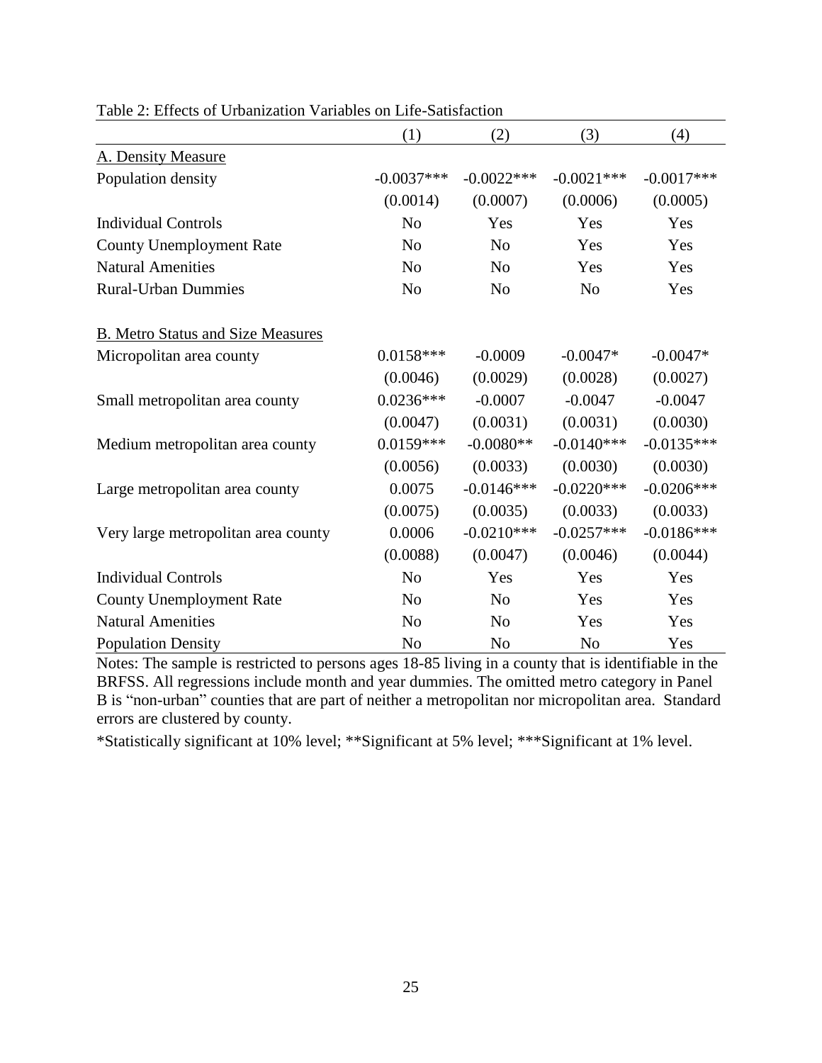Table 2: Effects of Urbanization Variables on Life-Satisfaction

| | (1) | (2) | (3) | (4) |
|---|---|---|---|---|
| A. Density Measure | | | | |
| Population density | -0.0037*** | -0.0022*** | -0.0021*** | -0.0017*** |
| | (0.0014) | (0.0007) | (0.0006) | (0.0005) |
| Individual Controls | No | Yes | Yes | Yes |
| County Unemployment Rate | No | No | Yes | Yes |
| Natural Amenities | No | No | Yes | Yes |
| Rural-Urban Dummies | No | No | No | Yes |
| | | | | |
| B. Metro Status and Size Measures | | | | |
| Micropolitan area county | 0.0158*** | -0.0009 | -0.0047* | -0.0047* |
| | (0.0046) | (0.0029) | (0.0028) | (0.0027) |
| Small metropolitan area county | 0.0236*** | -0.0007 | -0.0047 | -0.0047 |
| | (0.0047) | (0.0031) | (0.0031) | (0.0030) |
| Medium metropolitan area county | 0.0159*** | -0.0080** | -0.0140*** | -0.0135*** |
| | (0.0056) | (0.0033) | (0.0030) | (0.0030) |
| Large metropolitan area county | 0.0075 | -0.0146*** | -0.0220*** | -0.0206*** |
| | (0.0075) | (0.0035) | (0.0033) | (0.0033) |
| Very large metropolitan area county | 0.0006 | -0.0210*** | -0.0257*** | -0.0186*** |
| | (0.0088) | (0.0047) | (0.0046) | (0.0044) |
| Individual Controls | No | Yes | Yes | Yes |
| County Unemployment Rate | No | No | Yes | Yes |
| Natural Amenities | No | No | Yes | Yes |
| Population Density | No | No | No | Yes |

Notes: The sample is restricted to persons ages 18-85 living in a county that is identifiable in the BRFSS. All regressions include month and year dummies. The omitted metro category in Panel B is "non-urban" counties that are part of neither a metropolitan nor micropolitan area. Standard errors are clustered by county.

*Statistically significant at 10% level; **Significant at 5% level; ***Significant at 1% level.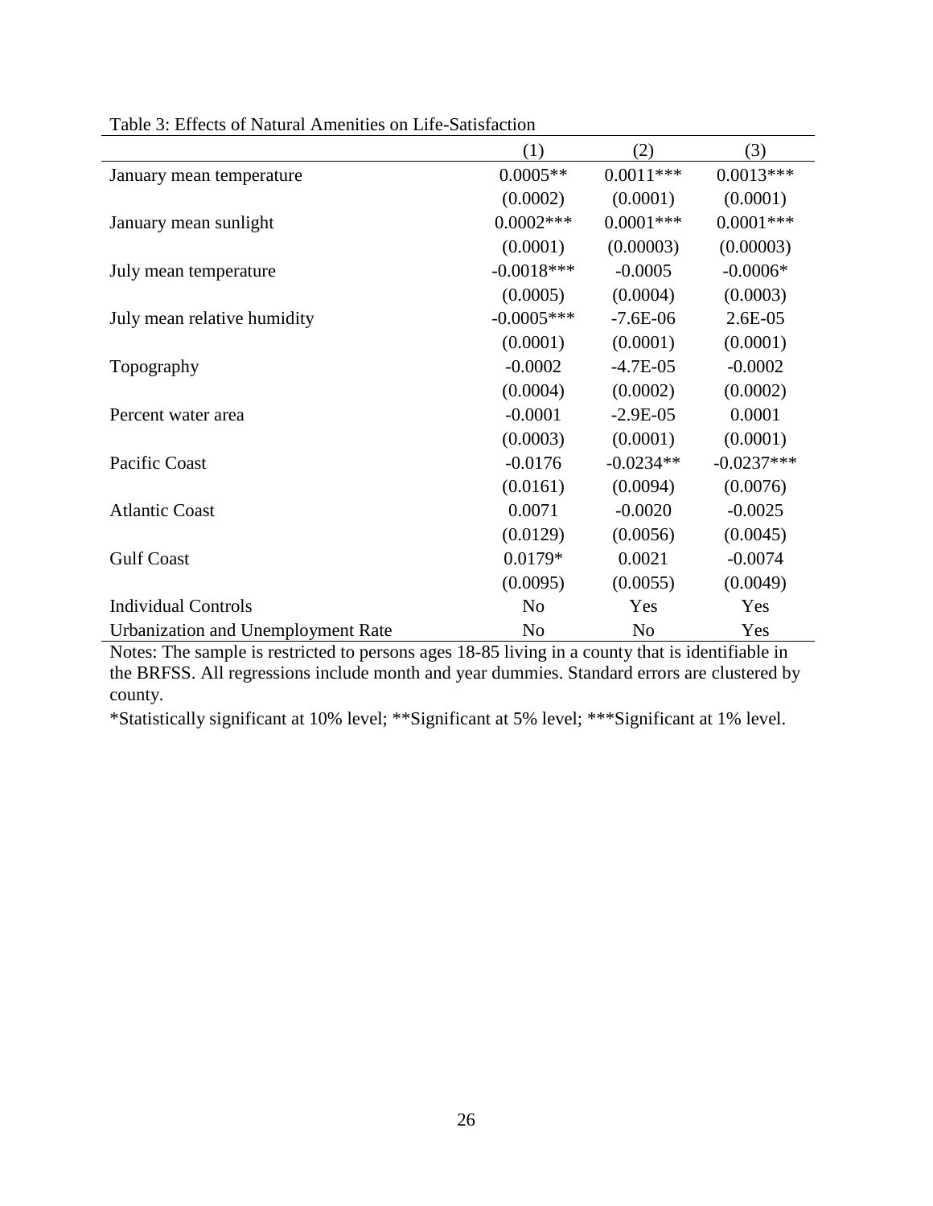Table 3: Effects of Natural Amenities on Life-Satisfaction

| | (1) | (2) | (3) |
|---|---|---|---|
| January mean temperature | 0.0005** | 0.0011*** | 0.0013*** |
| | (0.0002) | (0.0001) | (0.0001) |
| January mean sunlight | 0.0002*** | 0.0001*** | 0.0001*** |
| | (0.0001) | (0.00003) | (0.00003) |
| July mean temperature | -0.0018*** | -0.0005 | -0.0006* |
| | (0.0005) | (0.0004) | (0.0003) |
| July mean relative humidity | -0.0005*** | -7.6E-06 | 2.6E-05 |
| | (0.0001) | (0.0001) | (0.0001) |
| Topography | -0.0002 | -4.7E-05 | -0.0002 |
| | (0.0004) | (0.0002) | (0.0002) |
| Percent water area | -0.0001 | -2.9E-05 | 0.0001 |
| | (0.0003) | (0.0001) | (0.0001) |
| Pacific Coast | -0.0176 | -0.0234** | -0.0237*** |
| | (0.0161) | (0.0094) | (0.0076) |
| Atlantic Coast | 0.0071 | -0.0020 | -0.0025 |
| | (0.0129) | (0.0056) | (0.0045) |
| Gulf Coast | 0.0179* | 0.0021 | -0.0074 |
| | (0.0095) | (0.0055) | (0.0049) |
| Individual Controls | No | Yes | Yes |
| Urbanization and Unemployment Rate | No | No | Yes |

Notes: The sample is restricted to persons ages 18-85 living in a county that is identifiable in the BRFSS. All regressions include month and year dummies. Standard errors are clustered by county.

*Statistically significant at 10% level; **Significant at 5% level; ***Significant at 1% level.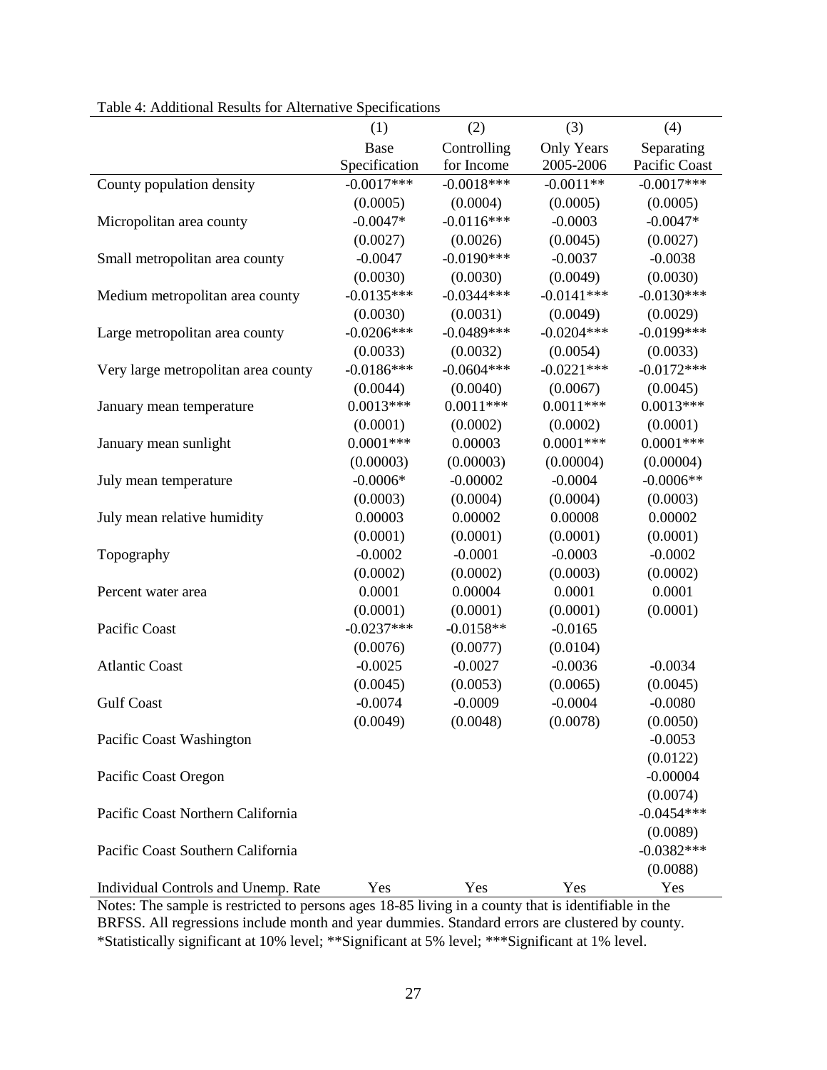Table 4: Additional Results for Alternative Specifications

| | (1) | (2) | (3) | (4) |
|---|---|---|---|---|
| | Base Specification | Controlling for Income | Only Years 2005-2006 | Separating Pacific Coast |
| County population density | -0.0017*** | -0.0018*** | -0.0011** | -0.0017*** |
| | (0.0005) | (0.0004) | (0.0005) | (0.0005) |
| Micropolitan area county | -0.0047* | -0.0116*** | -0.0003 | -0.0047* |
| | (0.0027) | (0.0026) | (0.0045) | (0.0027) |
| Small metropolitan area county | -0.0047 | -0.0190*** | -0.0037 | -0.0038 |
| | (0.0030) | (0.0030) | (0.0049) | (0.0030) |
| Medium metropolitan area county | -0.0135*** | -0.0344*** | -0.0141*** | -0.0130*** |
| | (0.0030) | (0.0031) | (0.0049) | (0.0029) |
| Large metropolitan area county | -0.0206*** | -0.0489*** | -0.0204*** | -0.0199*** |
| | (0.0033) | (0.0032) | (0.0054) | (0.0033) |
| Very large metropolitan area county | -0.0186*** | -0.0604*** | -0.0221*** | -0.0172*** |
| | (0.0044) | (0.0040) | (0.0067) | (0.0045) |
| January mean temperature | 0.0013*** | 0.0011*** | 0.0011*** | 0.0013*** |
| | (0.0001) | (0.0002) | (0.0002) | (0.0001) |
| January mean sunlight | 0.0001*** | 0.00003 | 0.0001*** | 0.0001*** |
| | (0.00003) | (0.00003) | (0.00004) | (0.00004) |
| July mean temperature | -0.0006* | -0.00002 | -0.0004 | -0.0006** |
| | (0.0003) | (0.0004) | (0.0004) | (0.0003) |
| July mean relative humidity | 0.00003 | 0.00002 | 0.00008 | 0.00002 |
| | (0.0001) | (0.0001) | (0.0001) | (0.0001) |
| Topography | -0.0002 | -0.0001 | -0.0003 | -0.0002 |
| | (0.0002) | (0.0002) | (0.0003) | (0.0002) |
| Percent water area | 0.0001 | 0.00004 | 0.0001 | 0.0001 |
| | (0.0001) | (0.0001) | (0.0001) | (0.0001) |
| Pacific Coast | -0.0237*** | -0.0158** | -0.0165 | |
| | (0.0076) | (0.0077) | (0.0104) | |
| Atlantic Coast | -0.0025 | -0.0027 | -0.0036 | -0.0034 |
| | (0.0045) | (0.0053) | (0.0065) | (0.0045) |
| Gulf Coast | -0.0074 | -0.0009 | -0.0004 | -0.0080 |
| | (0.0049) | (0.0048) | (0.0078) | (0.0050) |
| Pacific Coast Washington | | | | -0.0053 |
| | | | | (0.0122) |
| Pacific Coast Oregon | | | | -0.00004 |
| | | | | (0.0074) |
| Pacific Coast Northern California | | | | -0.0454*** |
| | | | | (0.0089) |
| Pacific Coast Southern California | | | | -0.0382*** |
| | | | | (0.0088) |
| Individual Controls and Unemp. Rate | Yes | Yes | Yes | Yes |

Notes: The sample is restricted to persons ages 18-85 living in a county that is identifiable in the BRFSS. All regressions include month and year dummies. Standard errors are clustered by county. *Statistically significant at 10% level; **Significant at 5% level; ***Significant at 1% level.